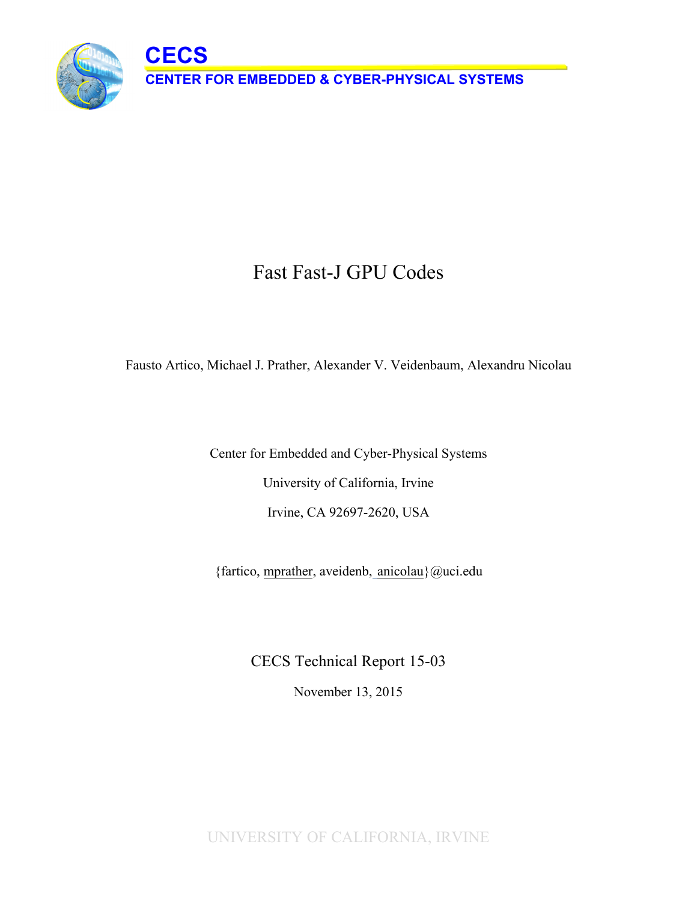**CECS**

**CENTER FOR EMBEDDED & CYBER-PHYSICAL SYSTEMS**

# Fast Fast-J GPU Codes

Fausto Artico, Michael J. Prather, Alexander V. Veidenbaum, Alexandru Nicolau

Center for Embedded and Cyber-Physical Systems

University of California, Irvine

Irvine, CA 92697-2620, USA

{fartico, mprather, aveidenb, anicolau}@uci.edu

CECS Technical Report 15-03

November 13, 2015

UNIVERSITY OF CALIFORNIA, IRVINE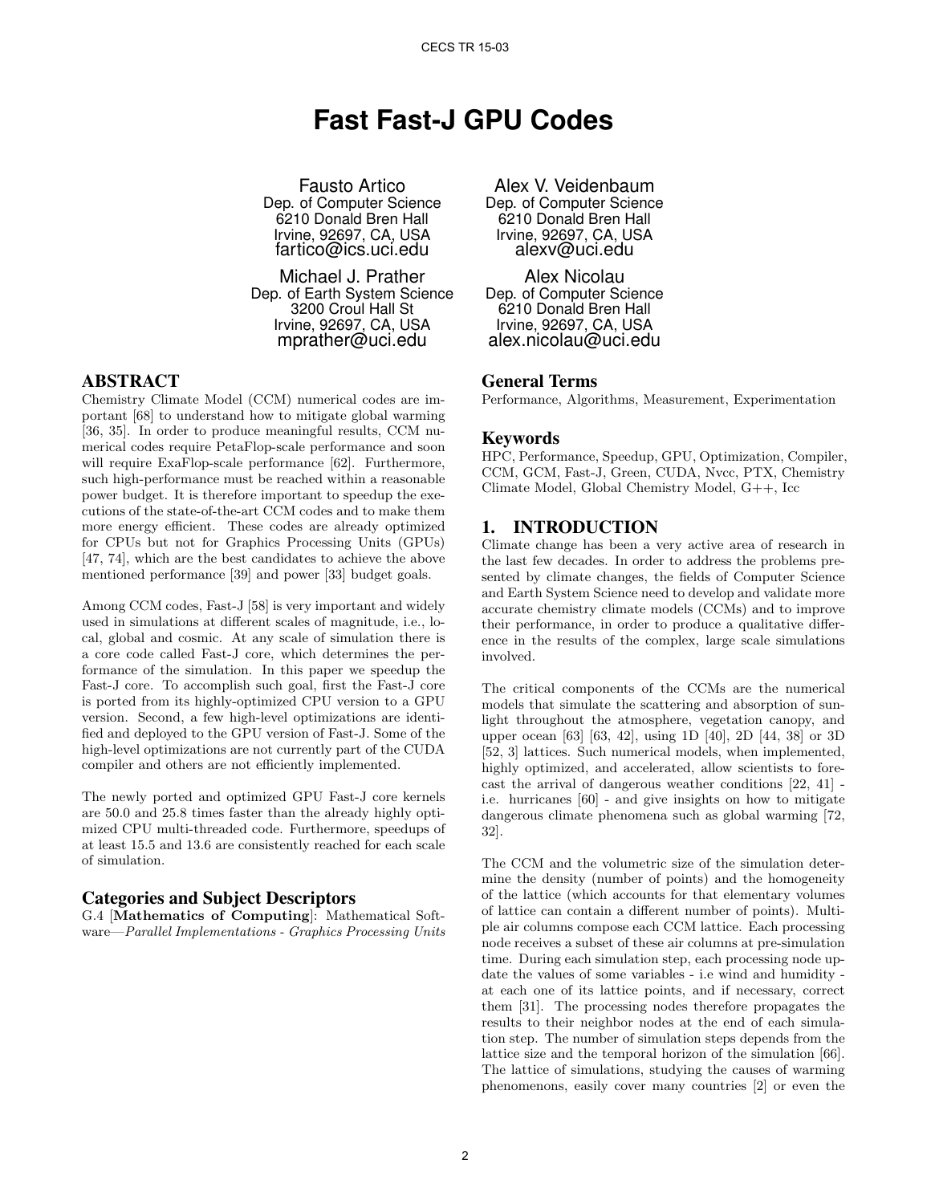# Fast Fast-J GPU Codes

Fausto Artico
Dep. of Computer Science
6210 Donald Bren Hall
Irvine, 92697, CA, USA
fartico@ics.uci.edu

Alex V. Veidenbaum
Dep. of Computer Science
6210 Donald Bren Hall
Irvine, 92697, CA, USA
alexv@uci.edu

Michael J. Prather
Dep. of Earth System Science
3200 Croul Hall St
Irvine, 92697, CA, USA
mprather@uci.edu

Alex Nicolau
Dep. of Computer Science
6210 Donald Bren Hall
Irvine, 92697, CA, USA
alex.nicolau@uci.edu

## ABSTRACT

Chemistry Climate Model (CCM) numerical codes are important [68] to understand how to mitigate global warming [36, 35]. In order to produce meaningful results, CCM numerical codes require PetaFlop-scale performance and soon will require ExaFlop-scale performance [62]. Furthermore, such high-performance must be reached within a reasonable power budget. It is therefore important to speedup the executions of the state-of-the-art CCM codes and to make them more energy efficient. These codes are already optimized for CPUs but not for Graphics Processing Units (GPUs) [47, 74], which are the best candidates to achieve the above mentioned performance [39] and power [33] budget goals.

Among CCM codes, Fast-J [58] is very important and widely used in simulations at different scales of magnitude, i.e., local, global and cosmic. At any scale of simulation there is a core code called Fast-J core, which determines the performance of the simulation. In this paper we speedup the Fast-J core. To accomplish such goal, first the Fast-J core is ported from its highly-optimized CPU version to a GPU version. Second, a few high-level optimizations are identified and deployed to the GPU version of Fast-J. Some of the high-level optimizations are not currently part of the CUDA compiler and others are not efficiently implemented.

The newly ported and optimized GPU Fast-J core kernels are 50.0 and 25.8 times faster than the already highly optimized CPU multi-threaded code. Furthermore, speedups of at least 15.5 and 13.6 are consistently reached for each scale of simulation.

### Categories and Subject Descriptors

G.4 [**Mathematics of Computing**]: Mathematical Software—*Parallel Implementations - Graphics Processing Units*

### General Terms

Performance, Algorithms, Measurement, Experimentation

### Keywords

HPC, Performance, Speedup, GPU, Optimization, Compiler, CCM, GCM, Fast-J, Green, CUDA, Nvcc, PTX, Chemistry Climate Model, Global Chemistry Model, G++, Icc

## 1. INTRODUCTION

Climate change has been a very active area of research in the last few decades. In order to address the problems presented by climate changes, the fields of Computer Science and Earth System Science need to develop and validate more accurate chemistry climate models (CCMs) and to improve their performance, in order to produce a qualitative difference in the results of the complex, large scale simulations involved.

The critical components of the CCMs are the numerical models that simulate the scattering and absorption of sunlight throughout the atmosphere, vegetation canopy, and upper ocean [63] [63, 42], using 1D [40], 2D [44, 38] or 3D [52, 3] lattices. Such numerical models, when implemented, highly optimized, and accelerated, allow scientists to forecast the arrival of dangerous weather conditions [22, 41] - i.e. hurricanes [60] - and give insights on how to mitigate dangerous climate phenomena such as global warming [72, 32].

The CCM and the volumetric size of the simulation determine the density (number of points) and the homogeneity of the lattice (which accounts for that elementary volumes of lattice can contain a different number of points). Multiple air columns compose each CCM lattice. Each processing node receives a subset of these air columns at pre-simulation time. During each simulation step, each processing node update the values of some variables - i.e wind and humidity - at each one of its lattice points, and if necessary, correct them [31]. The processing nodes therefore propagates the results to their neighbor nodes at the end of each simulation step. The number of simulation steps depends from the lattice size and the temporal horizon of the simulation [66]. The lattice of simulations, studying the causes of warming phenomenons, easily cover many countries [2] or even the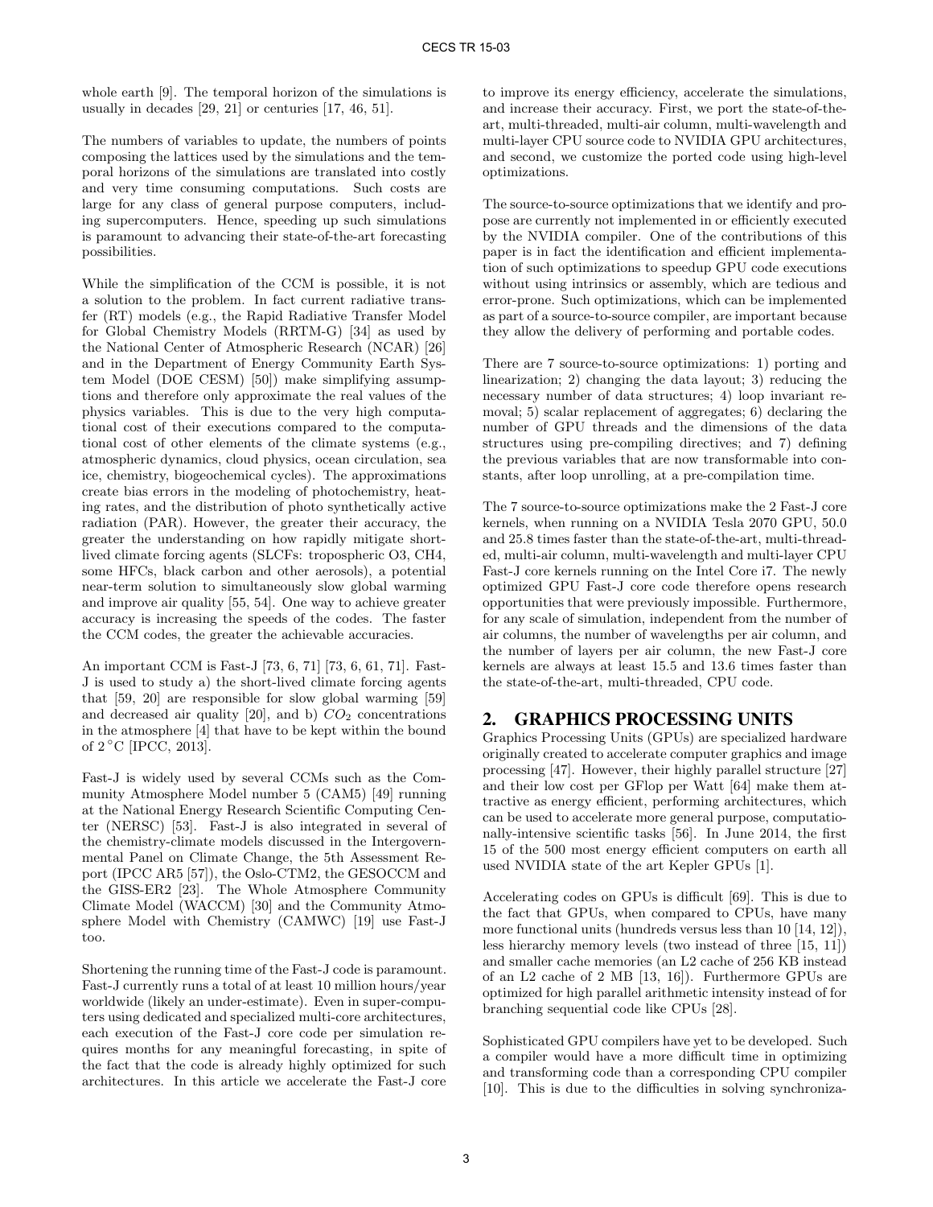whole earth [9]. The temporal horizon of the simulations is usually in decades [29, 21] or centuries [17, 46, 51].

The numbers of variables to update, the numbers of points composing the lattices used by the simulations and the temporal horizons of the simulations are translated into costly and very time consuming computations. Such costs are large for any class of general purpose computers, including supercomputers. Hence, speeding up such simulations is paramount to advancing their state-of-the-art forecasting possibilities.

While the simplification of the CCM is possible, it is not a solution to the problem. In fact current radiative transfer (RT) models (e.g., the Rapid Radiative Transfer Model for Global Chemistry Models (RRTM-G) [34] as used by the National Center of Atmospheric Research (NCAR) [26] and in the Department of Energy Community Earth System Model (DOE CESM) [50]) make simplifying assumptions and therefore only approximate the real values of the physics variables. This is due to the very high computational cost of their executions compared to the computational cost of other elements of the climate systems (e.g., atmospheric dynamics, cloud physics, ocean circulation, sea ice, chemistry, biogeochemical cycles). The approximations create bias errors in the modeling of photochemistry, heating rates, and the distribution of photo synthetically active radiation (PAR). However, the greater their accuracy, the greater the understanding on how rapidly mitigate short-lived climate forcing agents (SLCFs: tropospheric O3, CH4, some HFCs, black carbon and other aerosols), a potential near-term solution to simultaneously slow global warming and improve air quality [55, 54]. One way to achieve greater accuracy is increasing the speeds of the codes. The faster the CCM codes, the greater the achievable accuracies.

An important CCM is Fast-J [73, 6, 71] [73, 6, 61, 71]. Fast-J is used to study a) the short-lived climate forcing agents that [59, 20] are responsible for slow global warming [59] and decreased air quality [20], and b) $CO_2$ concentrations in the atmosphere [4] that have to be kept within the bound of $2\,^{\circ}$C [IPCC, 2013].

Fast-J is widely used by several CCMs such as the Community Atmosphere Model number 5 (CAM5) [49] running at the National Energy Research Scientific Computing Center (NERSC) [53]. Fast-J is also integrated in several of the chemistry-climate models discussed in the Intergovernmental Panel on Climate Change, the 5th Assessment Report (IPCC AR5 [57]), the Oslo-CTM2, the GESOCCM and the GISS-ER2 [23]. The Whole Atmosphere Community Climate Model (WACCM) [30] and the Community Atmosphere Model with Chemistry (CAMWC) [19] use Fast-J too.

Shortening the running time of the Fast-J code is paramount. Fast-J currently runs a total of at least 10 million hours/year worldwide (likely an under-estimate). Even in super-computers using dedicated and specialized multi-core architectures, each execution of the Fast-J core code per simulation requires months for any meaningful forecasting, in spite of the fact that the code is already highly optimized for such architectures. In this article we accelerate the Fast-J core to improve its energy efficiency, accelerate the simulations, and increase their accuracy. First, we port the state-of-the-art, multi-threaded, multi-air column, multi-wavelength and multi-layer CPU source code to NVIDIA GPU architectures, and second, we customize the ported code using high-level optimizations.

The source-to-source optimizations that we identify and propose are currently not implemented in or efficiently executed by the NVIDIA compiler. One of the contributions of this paper is in fact the identification and efficient implementation of such optimizations to speedup GPU code executions without using intrinsics or assembly, which are tedious and error-prone. Such optimizations, which can be implemented as part of a source-to-source compiler, are important because they allow the delivery of performing and portable codes.

There are 7 source-to-source optimizations: 1) porting and linearization; 2) changing the data layout; 3) reducing the necessary number of data structures; 4) loop invariant removal; 5) scalar replacement of aggregates; 6) declaring the number of GPU threads and the dimensions of the data structures using pre-compiling directives; and 7) defining the previous variables that are now transformable into constants, after loop unrolling, at a pre-compilation time.

The 7 source-to-source optimizations make the 2 Fast-J core kernels, when running on a NVIDIA Tesla 2070 GPU, 50.0 and 25.8 times faster than the state-of-the-art, multi-threaded, multi-air column, multi-wavelength and multi-layer CPU Fast-J core kernels running on the Intel Core i7. The newly optimized GPU Fast-J core code therefore opens research opportunities that were previously impossible. Furthermore, for any scale of simulation, independent from the number of air columns, the number of wavelengths per air column, and the number of layers per air column, the new Fast-J core kernels are always at least 15.5 and 13.6 times faster than the state-of-the-art, multi-threaded, CPU code.

## 2. GRAPHICS PROCESSING UNITS

Graphics Processing Units (GPUs) are specialized hardware originally created to accelerate computer graphics and image processing [47]. However, their highly parallel structure [27] and their low cost per GFlop per Watt [64] make them attractive as energy efficient, performing architectures, which can be used to accelerate more general purpose, computationally-intensive scientific tasks [56]. In June 2014, the first 15 of the 500 most energy efficient computers on earth all used NVIDIA state of the art Kepler GPUs [1].

Accelerating codes on GPUs is difficult [69]. This is due to the fact that GPUs, when compared to CPUs, have many more functional units (hundreds versus less than 10 [14, 12]), less hierarchy memory levels (two instead of three [15, 11]) and smaller cache memories (an L2 cache of 256 KB instead of an L2 cache of 2 MB [13, 16]). Furthermore GPUs are optimized for high parallel arithmetic intensity instead of for branching sequential code like CPUs [28].

Sophisticated GPU compilers have yet to be developed. Such a compiler would have a more difficult time in optimizing and transforming code than a corresponding CPU compiler [10]. This is due to the difficulties in solving synchroniza-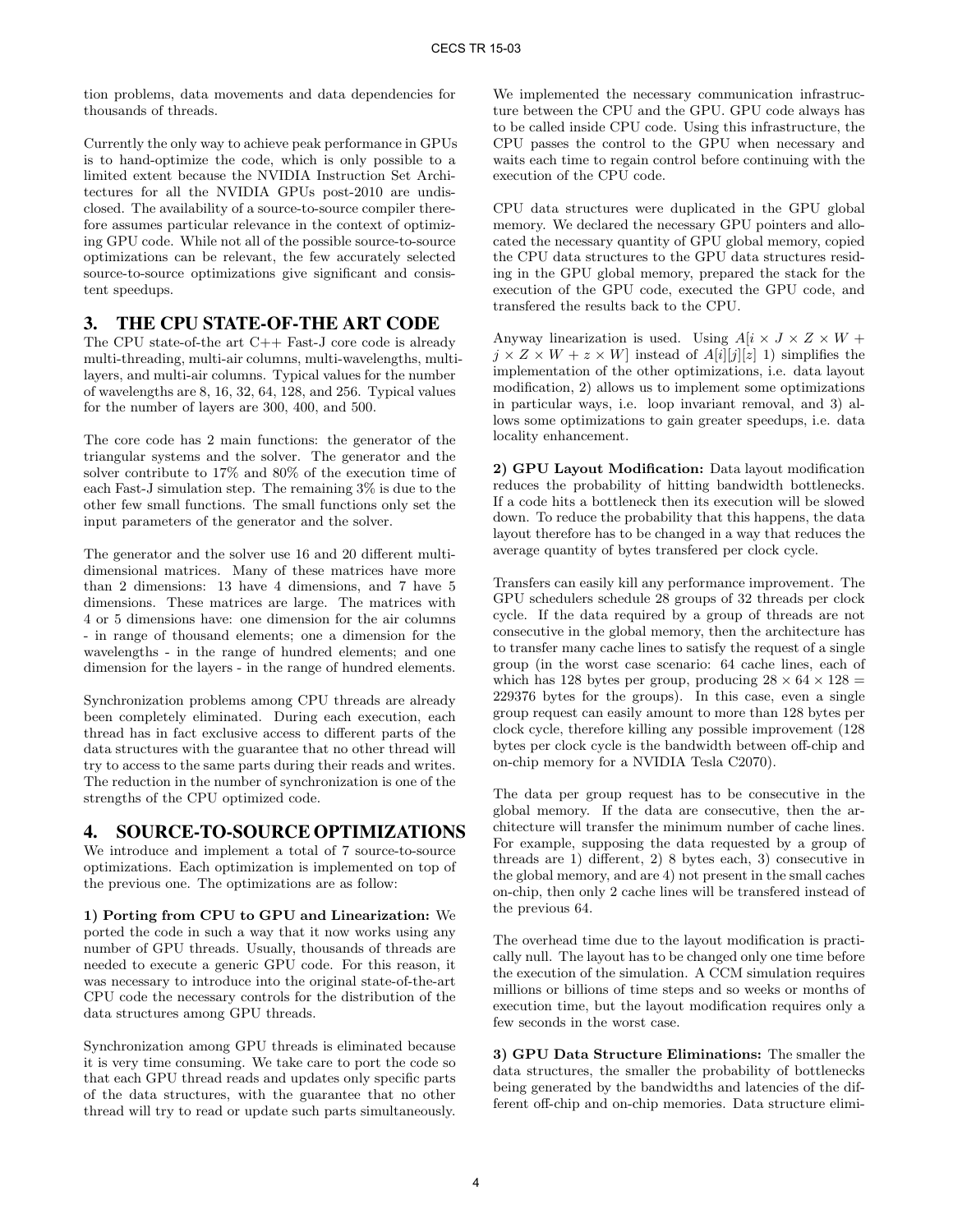tion problems, data movements and data dependencies for thousands of threads.

Currently the only way to achieve peak performance in GPUs is to hand-optimize the code, which is only possible to a limited extent because the NVIDIA Instruction Set Architectures for all the NVIDIA GPUs post-2010 are undisclosed. The availability of a source-to-source compiler therefore assumes particular relevance in the context of optimizing GPU code. While not all of the possible source-to-source optimizations can be relevant, the few accurately selected source-to-source optimizations give significant and consistent speedups.

## 3. THE CPU STATE-OF-THE ART CODE

The CPU state-of-the art C++ Fast-J core code is already multi-threading, multi-air columns, multi-wavelengths, multi-layers, and multi-air columns. Typical values for the number of wavelengths are 8, 16, 32, 64, 128, and 256. Typical values for the number of layers are 300, 400, and 500.

The core code has 2 main functions: the generator of the triangular systems and the solver. The generator and the solver contribute to 17% and 80% of the execution time of each Fast-J simulation step. The remaining 3% is due to the other few small functions. The small functions only set the input parameters of the generator and the solver.

The generator and the solver use 16 and 20 different multi-dimensional matrices. Many of these matrices have more than 2 dimensions: 13 have 4 dimensions, and 7 have 5 dimensions. These matrices are large. The matrices with 4 or 5 dimensions have: one dimension for the air columns - in range of thousand elements; one a dimension for the wavelengths - in the range of hundred elements; and one dimension for the layers - in the range of hundred elements.

Synchronization problems among CPU threads are already been completely eliminated. During each execution, each thread has in fact exclusive access to different parts of the data structures with the guarantee that no other thread will try to access to the same parts during their reads and writes. The reduction in the number of synchronization is one of the strengths of the CPU optimized code.

## 4. SOURCE-TO-SOURCE OPTIMIZATIONS

We introduce and implement a total of 7 source-to-source optimizations. Each optimization is implemented on top of the previous one. The optimizations are as follow:

**1) Porting from CPU to GPU and Linearization:** We ported the code in such a way that it now works using any number of GPU threads. Usually, thousands of threads are needed to execute a generic GPU code. For this reason, it was necessary to introduce into the original state-of-the-art CPU code the necessary controls for the distribution of the data structures among GPU threads.

Synchronization among GPU threads is eliminated because it is very time consuming. We take care to port the code so that each GPU thread reads and updates only specific parts of the data structures, with the guarantee that no other thread will try to read or update such parts simultaneously.

We implemented the necessary communication infrastructure between the CPU and the GPU. GPU code always has to be called inside CPU code. Using this infrastructure, the CPU passes the control to the GPU when necessary and waits each time to regain control before continuing with the execution of the CPU code.

CPU data structures were duplicated in the GPU global memory. We declared the necessary GPU pointers and allocated the necessary quantity of GPU global memory, copied the CPU data structures to the GPU data structures residing in the GPU global memory, prepared the stack for the execution of the GPU code, executed the GPU code, and transfered the results back to the CPU.

Anyway linearization is used. Using $A[i \times J \times Z \times W + j \times Z \times W + z \times W]$ instead of $A[i][j][z]$ 1) simplifies the implementation of the other optimizations, i.e. data layout modification, 2) allows us to implement some optimizations in particular ways, i.e. loop invariant removal, and 3) allows some optimizations to gain greater speedups, i.e. data locality enhancement.

**2) GPU Layout Modification:** Data layout modification reduces the probability of hitting bandwidth bottlenecks. If a code hits a bottleneck then its execution will be slowed down. To reduce the probability that this happens, the data layout therefore has to be changed in a way that reduces the average quantity of bytes transfered per clock cycle.

Transfers can easily kill any performance improvement. The GPU schedulers schedule 28 groups of 32 threads per clock cycle. If the data required by a group of threads are not consecutive in the global memory, then the architecture has to transfer many cache lines to satisfy the request of a single group (in the worst case scenario: 64 cache lines, each of which has 128 bytes per group, producing $28 \times 64 \times 128 = 229376$ bytes for the groups). In this case, even a single group request can easily amount to more than 128 bytes per clock cycle, therefore killing any possible improvement (128 bytes per clock cycle is the bandwidth between off-chip and on-chip memory for a NVIDIA Tesla C2070).

The data per group request has to be consecutive in the global memory. If the data are consecutive, then the architecture will transfer the minimum number of cache lines. For example, supposing the data requested by a group of threads are 1) different, 2) 8 bytes each, 3) consecutive in the global memory, and are 4) not present in the small caches on-chip, then only 2 cache lines will be transfered instead of the previous 64.

The overhead time due to the layout modification is practically null. The layout has to be changed only one time before the execution of the simulation. A CCM simulation requires millions or billions of time steps and so weeks or months of execution time, but the layout modification requires only a few seconds in the worst case.

**3) GPU Data Structure Eliminations:** The smaller the data structures, the smaller the probability of bottlenecks being generated by the bandwidths and latencies of the different off-chip and on-chip memories. Data structure elimi-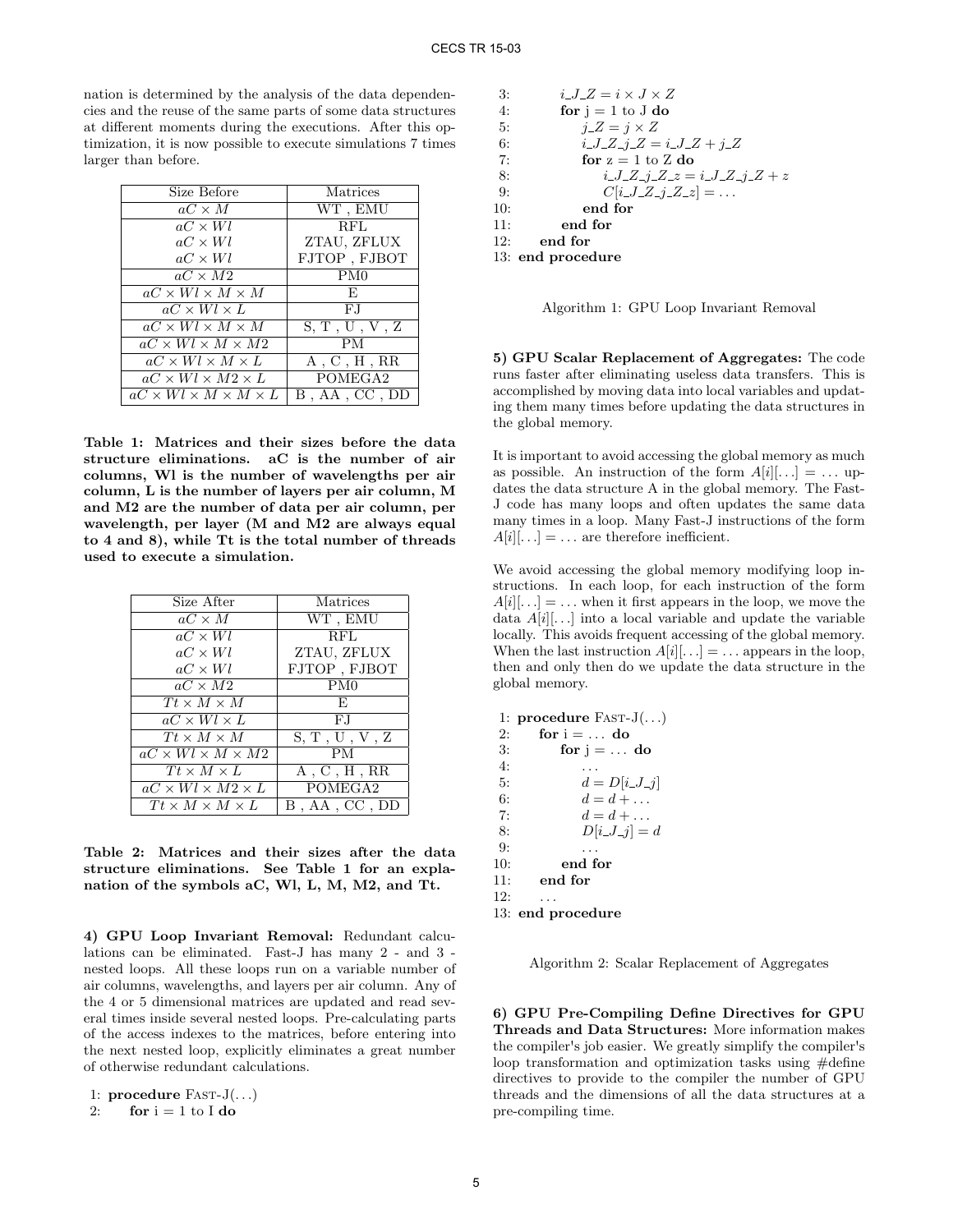nation is determined by the analysis of the data dependencies and the reuse of the same parts of some data structures at different moments during the executions. After this optimization, it is now possible to execute simulations 7 times larger than before.

| Size Before | Matrices |
|---|---|
| $aC \times M$ | WT , EMU |
| $aC \times Wl$ | RFL |
| $aC \times Wl$ | ZTAU, ZFLUX |
| $aC \times Wl$ | FJTOP , FJBOT |
| $aC \times M2$ | PM0 |
| $aC \times Wl \times M \times M$ | E |
| $aC \times Wl \times L$ | FJ |
| $aC \times Wl \times M \times M$ | S, T , U , V , Z |
| $aC \times Wl \times M \times M2$ | PM |
| $aC \times Wl \times M \times L$ | A , C , H , RR |
| $aC \times Wl \times M2 \times L$ | POMEGA2 |
| $aC \times Wl \times M \times M \times L$ | B , AA , CC , DD |

**Table 1: Matrices and their sizes before the data structure eliminations. aC is the number of air columns, Wl is the number of wavelengths per air column, L is the number of layers per air column, M and M2 are the number of data per air column, per wavelength, per layer (M and M2 are always equal to 4 and 8), while Tt is the total number of threads used to execute a simulation.**

| Size After | Matrices |
|---|---|
| $aC \times M$ | WT , EMU |
| $aC \times Wl$ | RFL |
| $aC \times Wl$ | ZTAU, ZFLUX |
| $aC \times Wl$ | FJTOP , FJBOT |
| $aC \times M2$ | PM0 |
| $Tt \times M \times M$ | E |
| $aC \times Wl \times L$ | FJ |
| $Tt \times M \times M$ | S, T , U , V , Z |
| $aC \times Wl \times M \times M2$ | PM |
| $Tt \times M \times L$ | A , C , H , RR |
| $aC \times Wl \times M2 \times L$ | POMEGA2 |
| $Tt \times M \times M \times L$ | B , AA , CC , DD |

**Table 2: Matrices and their sizes after the data structure eliminations. See Table 1 for an explanation of the symbols aC, Wl, L, M, M2, and Tt.**

**4) GPU Loop Invariant Removal:** Redundant calculations can be eliminated. Fast-J has many 2 - and 3 - nested loops. All these loops run on a variable number of air columns, wavelengths, and layers per air column. Any of the 4 or 5 dimensional matrices are updated and read several times inside several nested loops. Pre-calculating parts of the access indexes to the matrices, before entering into the next nested loop, explicitly eliminates a great number of otherwise redundant calculations.

```
 1: procedure FAST-J(...)
 2:     for i = 1 to I do
 3:         i_J_Z = i × J × Z
 4:         for j = 1 to J do
 5:             j_Z = j × Z
 6:             i_J_Z_j_Z = i_J_Z + j_Z
 7:             for z = 1 to Z do
 8:                 i_J_Z_j_Z_z = i_J_Z_j_Z + z
 9:                 C[i_J_Z_j_Z_z] = ...
10:             end for
11:         end for
12:     end for
13: end procedure
```

Algorithm 1: GPU Loop Invariant Removal

**5) GPU Scalar Replacement of Aggregates:** The code runs faster after eliminating useless data transfers. This is accomplished by moving data into local variables and updating them many times before updating the data structures in the global memory.

It is important to avoid accessing the global memory as much as possible. An instruction of the form $A[i][\ldots] = \ldots$ updates the data structure A in the global memory. The Fast-J code has many loops and often updates the same data many times in a loop. Many Fast-J instructions of the form $A[i][\ldots] = \ldots$ are therefore inefficient.

We avoid accessing the global memory modifying loop instructions. In each loop, for each instruction of the form $A[i][\ldots] = \ldots$ when it first appears in the loop, we move the data $A[i][\ldots]$ into a local variable and update the variable locally. This avoids frequent accessing of the global memory. When the last instruction $A[i][\ldots] = \ldots$ appears in the loop, then and only then do we update the data structure in the global memory.

```
 1: procedure FAST-J(...)
 2:     for i = ... do
 3:         for j = ... do
 4:             ...
 5:             d = D[i_J_j]
 6:             d = d + ...
 7:             d = d + ...
 8:             D[i_J_j] = d
 9:             ...
10:         end for
11:     end for
12:     ...
13: end procedure
```

Algorithm 2: Scalar Replacement of Aggregates

**6) GPU Pre-Compiling Define Directives for GPU Threads and Data Structures:** More information makes the compiler's job easier. We greatly simplify the compiler's loop transformation and optimization tasks using #define directives to provide to the compiler the number of GPU threads and the dimensions of all the data structures at a pre-compiling time.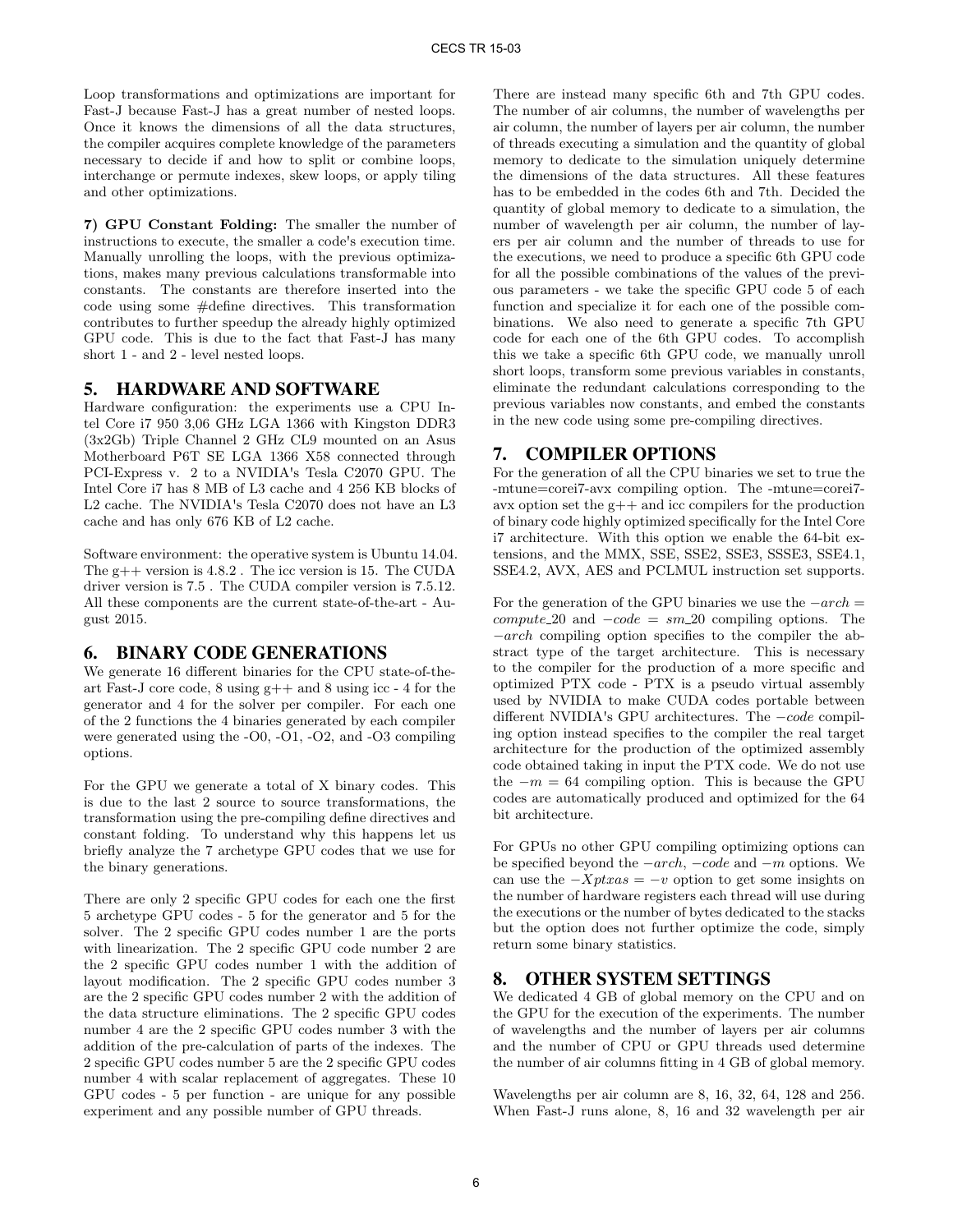Loop transformations and optimizations are important for Fast-J because Fast-J has a great number of nested loops. Once it knows the dimensions of all the data structures, the compiler acquires complete knowledge of the parameters necessary to decide if and how to split or combine loops, interchange or permute indexes, skew loops, or apply tiling and other optimizations.

**7) GPU Constant Folding:** The smaller the number of instructions to execute, the smaller a code's execution time. Manually unrolling the loops, with the previous optimizations, makes many previous calculations transformable into constants. The constants are therefore inserted into the code using some #define directives. This transformation contributes to further speedup the already highly optimized GPU code. This is due to the fact that Fast-J has many short 1 - and 2 - level nested loops.

## 5. HARDWARE AND SOFTWARE

Hardware configuration: the experiments use a CPU Intel Core i7 950 3,06 GHz LGA 1366 with Kingston DDR3 (3x2Gb) Triple Channel 2 GHz CL9 mounted on an Asus Motherboard P6T SE LGA 1366 X58 connected through PCI-Express v. 2 to a NVIDIA's Tesla C2070 GPU. The Intel Core i7 has 8 MB of L3 cache and 4 256 KB blocks of L2 cache. The NVIDIA's Tesla C2070 does not have an L3 cache and has only 676 KB of L2 cache.

Software environment: the operative system is Ubuntu 14.04. The g++ version is 4.8.2 . The icc version is 15. The CUDA driver version is 7.5 . The CUDA compiler version is 7.5.12. All these components are the current state-of-the-art - August 2015.

## 6. BINARY CODE GENERATIONS

We generate 16 different binaries for the CPU state-of-the-art Fast-J core code, 8 using g++ and 8 using icc - 4 for the generator and 4 for the solver per compiler. For each one of the 2 functions the 4 binaries generated by each compiler were generated using the -O0, -O1, -O2, and -O3 compiling options.

For the GPU we generate a total of X binary codes. This is due to the last 2 source to source transformations, the transformation using the pre-compiling define directives and constant folding. To understand why this happens let us briefly analyze the 7 archetype GPU codes that we use for the binary generations.

There are only 2 specific GPU codes for each one the first 5 archetype GPU codes - 5 for the generator and 5 for the solver. The 2 specific GPU codes number 1 are the ports with linearization. The 2 specific GPU code number 2 are the 2 specific GPU codes number 1 with the addition of layout modification. The 2 specific GPU codes number 3 are the 2 specific GPU codes number 2 with the addition of the data structure eliminations. The 2 specific GPU codes number 4 are the 2 specific GPU codes number 3 with the addition of the pre-calculation of parts of the indexes. The 2 specific GPU codes number 5 are the 2 specific GPU codes number 4 with scalar replacement of aggregates. These 10 GPU codes - 5 per function - are unique for any possible experiment and any possible number of GPU threads.

There are instead many specific 6th and 7th GPU codes. The number of air columns, the number of wavelengths per air column, the number of layers per air column, the number of threads executing a simulation and the quantity of global memory to dedicate to the simulation uniquely determine the dimensions of the data structures. All these features has to be embedded in the codes 6th and 7th. Decided the quantity of global memory to dedicate to a simulation, the number of wavelength per air column, the number of layers per air column and the number of threads to use for the executions, we need to produce a specific 6th GPU code for all the possible combinations of the values of the previous parameters - we take the specific GPU code 5 of each function and specialize it for each one of the possible combinations. We also need to generate a specific 7th GPU code for each one of the 6th GPU codes. To accomplish this we take a specific 6th GPU code, we manually unroll short loops, transform some previous variables in constants, eliminate the redundant calculations corresponding to the previous variables now constants, and embed the constants in the new code using some pre-compiling directives.

## 7. COMPILER OPTIONS

For the generation of all the CPU binaries we set to true the -mtune=corei7-avx compiling option. The -mtune=corei7-avx option set the g++ and icc compilers for the production of binary code highly optimized specifically for the Intel Core i7 architecture. With this option we enable the 64-bit extensions, and the MMX, SSE, SSE2, SSE3, SSSE3, SSE4.1, SSE4.2, AVX, AES and PCLMUL instruction set supports.

For the generation of the GPU binaries we use the $-arch = compute\_20$ and $-code = sm\_20$ compiling options. The $-arch$ compiling option specifies to the compiler the abstract type of the target architecture. This is necessary to the compiler for the production of a more specific and optimized PTX code - PTX is a pseudo virtual assembly used by NVIDIA to make CUDA codes portable between different NVIDIA's GPU architectures. The $-code$ compiling option instead specifies to the compiler the real target architecture for the production of the optimized assembly code obtained taking in input the PTX code. We do not use the $-m = 64$ compiling option. This is because the GPU codes are automatically produced and optimized for the 64 bit architecture.

For GPUs no other GPU compiling optimizing options can be specified beyond the $-arch$, $-code$ and $-m$ options. We can use the $-Xptxas = -v$ option to get some insights on the number of hardware registers each thread will use during the executions or the number of bytes dedicated to the stacks but the option does not further optimize the code, simply return some binary statistics.

## 8. OTHER SYSTEM SETTINGS

We dedicated 4 GB of global memory on the CPU and on the GPU for the execution of the experiments. The number of wavelengths and the number of layers per air columns and the number of CPU or GPU threads used determine the number of air columns fitting in 4 GB of global memory.

Wavelengths per air column are 8, 16, 32, 64, 128 and 256. When Fast-J runs alone, 8, 16 and 32 wavelength per air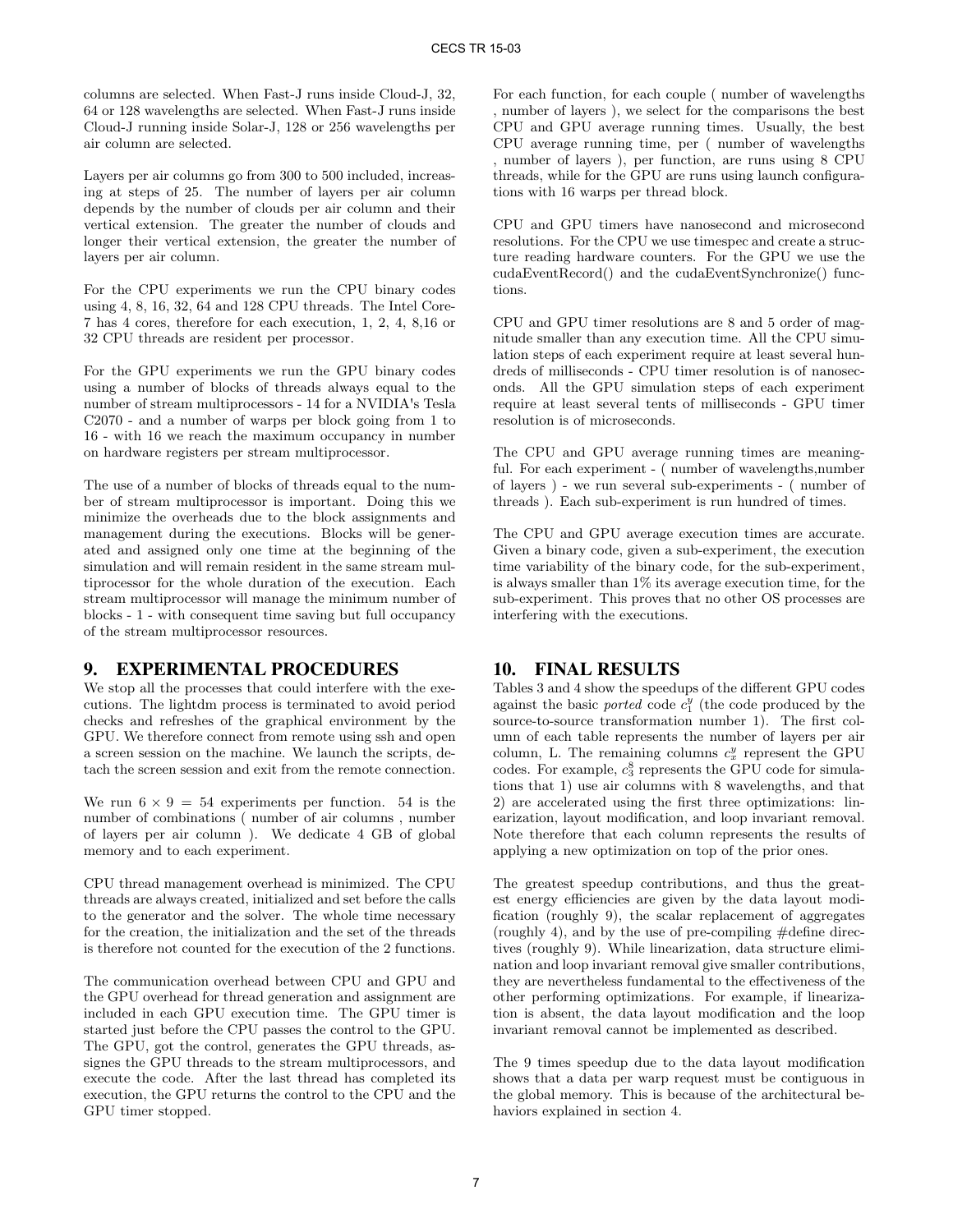columns are selected. When Fast-J runs inside Cloud-J, 32, 64 or 128 wavelengths are selected. When Fast-J runs inside Cloud-J running inside Solar-J, 128 or 256 wavelengths per air column are selected.

Layers per air columns go from 300 to 500 included, increasing at steps of 25. The number of layers per air column depends by the number of clouds per air column and their vertical extension. The greater the number of clouds and longer their vertical extension, the greater the number of layers per air column.

For the CPU experiments we run the CPU binary codes using 4, 8, 16, 32, 64 and 128 CPU threads. The Intel Core-7 has 4 cores, therefore for each execution, 1, 2, 4, 8,16 or 32 CPU threads are resident per processor.

For the GPU experiments we run the GPU binary codes using a number of blocks of threads always equal to the number of stream multiprocessors - 14 for a NVIDIA's Tesla C2070 - and a number of warps per block going from 1 to 16 - with 16 we reach the maximum occupancy in number on hardware registers per stream multiprocessor.

The use of a number of blocks of threads equal to the number of stream multiprocessor is important. Doing this we minimize the overheads due to the block assignments and management during the executions. Blocks will be generated and assigned only one time at the beginning of the simulation and will remain resident in the same stream multiprocessor for the whole duration of the execution. Each stream multiprocessor will manage the minimum number of blocks - 1 - with consequent time saving but full occupancy of the stream multiprocessor resources.

## 9. EXPERIMENTAL PROCEDURES

We stop all the processes that could interfere with the executions. The lightdm process is terminated to avoid period checks and refreshes of the graphical environment by the GPU. We therefore connect from remote using ssh and open a screen session on the machine. We launch the scripts, detach the screen session and exit from the remote connection.

We run $6 \times 9 = 54$ experiments per function. 54 is the number of combinations ( number of air columns , number of layers per air column ). We dedicate 4 GB of global memory and to each experiment.

CPU thread management overhead is minimized. The CPU threads are always created, initialized and set before the calls to the generator and the solver. The whole time necessary for the creation, the initialization and the set of the threads is therefore not counted for the execution of the 2 functions.

The communication overhead between CPU and GPU and the GPU overhead for thread generation and assignment are included in each GPU execution time. The GPU timer is started just before the CPU passes the control to the GPU. The GPU, got the control, generates the GPU threads, assignes the GPU threads to the stream multiprocessors, and execute the code. After the last thread has completed its execution, the GPU returns the control to the CPU and the GPU timer stopped.

For each function, for each couple ( number of wavelengths , number of layers ), we select for the comparisons the best CPU and GPU average running times. Usually, the best CPU average running time, per ( number of wavelengths , number of layers ), per function, are runs using 8 CPU threads, while for the GPU are runs using launch configurations with 16 warps per thread block.

CPU and GPU timers have nanosecond and microsecond resolutions. For the CPU we use timespec and create a structure reading hardware counters. For the GPU we use the cudaEventRecord() and the cudaEventSynchronize() functions.

CPU and GPU timer resolutions are 8 and 5 order of magnitude smaller than any execution time. All the CPU simulation steps of each experiment require at least several hundreds of milliseconds - CPU timer resolution is of nanoseconds. All the GPU simulation steps of each experiment require at least several tents of milliseconds - GPU timer resolution is of microseconds.

The CPU and GPU average running times are meaningful. For each experiment - ( number of wavelengths,number of layers ) - we run several sub-experiments - ( number of threads ). Each sub-experiment is run hundred of times.

The CPU and GPU average execution times are accurate. Given a binary code, given a sub-experiment, the execution time variability of the binary code, for the sub-experiment, is always smaller than 1% its average execution time, for the sub-experiment. This proves that no other OS processes are interfering with the executions.

## 10. FINAL RESULTS

Tables 3 and 4 show the speedups of the different GPU codes against the basic *ported* code $c_1^y$ (the code produced by the source-to-source transformation number 1). The first column of each table represents the number of layers per air column, L. The remaining columns $c_x^y$ represent the GPU codes. For example, $c_3^8$ represents the GPU code for simulations that 1) use air columns with 8 wavelengths, and that 2) are accelerated using the first three optimizations: linearization, layout modification, and loop invariant removal. Note therefore that each column represents the results of applying a new optimization on top of the prior ones.

The greatest speedup contributions, and thus the greatest energy efficiencies are given by the data layout modification (roughly 9), the scalar replacement of aggregates (roughly 4), and by the use of pre-compiling #define directives (roughly 9). While linearization, data structure elimination and loop invariant removal give smaller contributions, they are nevertheless fundamental to the effectiveness of the other performing optimizations. For example, if linearization is absent, the data layout modification and the loop invariant removal cannot be implemented as described.

The 9 times speedup due to the data layout modification shows that a data per warp request must be contiguous in the global memory. This is because of the architectural behaviors explained in section 4.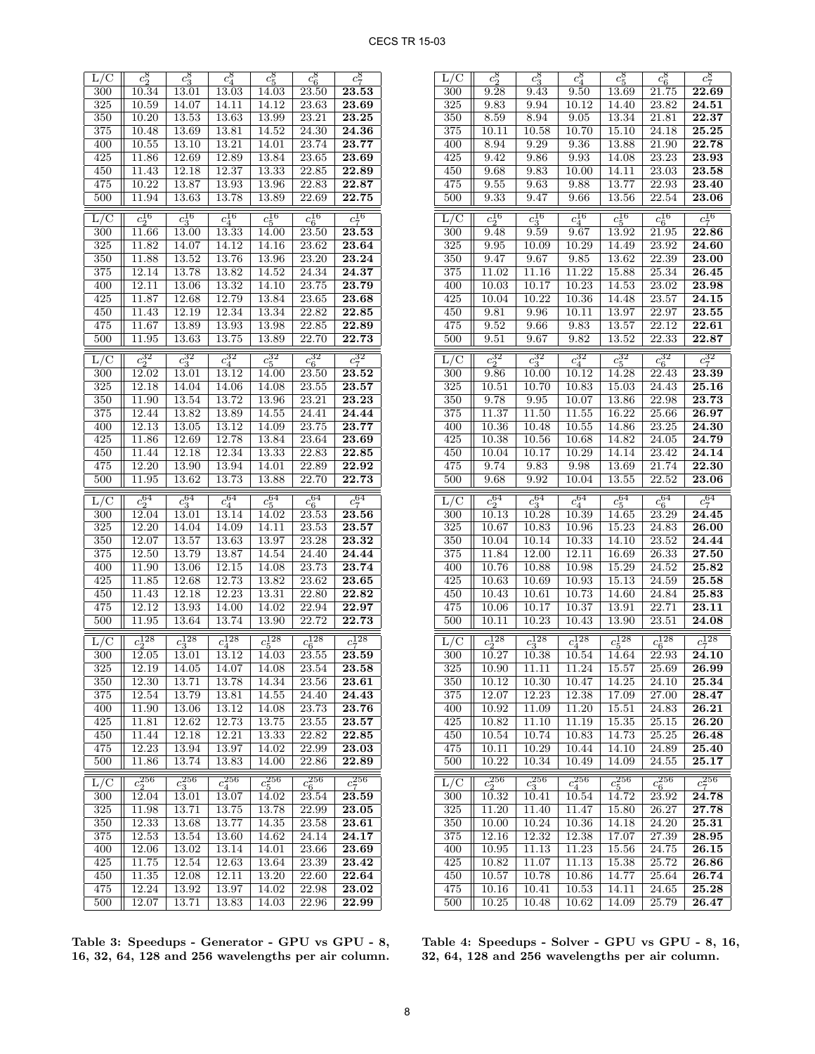| L/C | $c_2^8$ | $c_3^8$ | $c_4^8$ | $c_5^8$ | $c_6^8$ | $c_7^8$ |
|---|---|---|---|---|---|---|
| 300 | 10.34 | 13.01 | 13.03 | 14.03 | 23.50 | **23.53** |
| 325 | 10.59 | 14.07 | 14.11 | 14.12 | 23.63 | **23.69** |
| 350 | 10.20 | 13.53 | 13.63 | 13.99 | 23.21 | **23.25** |
| 375 | 10.48 | 13.69 | 13.81 | 14.52 | 24.30 | **24.36** |
| 400 | 10.55 | 13.10 | 13.21 | 14.01 | 23.74 | **23.77** |
| 425 | 11.86 | 12.69 | 12.89 | 13.84 | 23.65 | **23.69** |
| 450 | 11.43 | 12.18 | 12.37 | 13.33 | 22.85 | **22.89** |
| 475 | 10.22 | 13.87 | 13.93 | 13.96 | 22.83 | **22.87** |
| 500 | 11.94 | 13.63 | 13.78 | 13.89 | 22.69 | **22.75** |

| L/C | $c_2^{16}$ | $c_3^{16}$ | $c_4^{16}$ | $c_5^{16}$ | $c_6^{16}$ | $c_7^{16}$ |
|---|---|---|---|---|---|---|
| 300 | 11.66 | 13.00 | 13.33 | 14.00 | 23.50 | **23.53** |
| 325 | 11.82 | 14.07 | 14.12 | 14.16 | 23.62 | **23.64** |
| 350 | 11.88 | 13.52 | 13.76 | 13.96 | 23.20 | **23.24** |
| 375 | 12.14 | 13.78 | 13.82 | 14.52 | 24.34 | **24.37** |
| 400 | 12.11 | 13.06 | 13.32 | 14.10 | 23.75 | **23.79** |
| 425 | 11.87 | 12.68 | 12.79 | 13.84 | 23.65 | **23.68** |
| 450 | 11.43 | 12.19 | 12.34 | 13.34 | 22.82 | **22.85** |
| 475 | 11.67 | 13.89 | 13.93 | 13.98 | 22.85 | **22.89** |
| 500 | 11.95 | 13.63 | 13.75 | 13.89 | 22.70 | **22.73** |

| L/C | $c_2^{32}$ | $c_3^{32}$ | $c_4^{32}$ | $c_5^{32}$ | $c_6^{32}$ | $c_7^{32}$ |
|---|---|---|---|---|---|---|
| 300 | 12.02 | 13.01 | 13.12 | 14.00 | 23.50 | **23.52** |
| 325 | 12.18 | 14.04 | 14.06 | 14.08 | 23.55 | **23.57** |
| 350 | 11.90 | 13.54 | 13.72 | 13.96 | 23.21 | **23.23** |
| 375 | 12.44 | 13.82 | 13.89 | 14.55 | 24.41 | **24.44** |
| 400 | 12.13 | 13.05 | 13.12 | 14.09 | 23.75 | **23.77** |
| 425 | 11.86 | 12.69 | 12.78 | 13.84 | 23.64 | **23.69** |
| 450 | 11.44 | 12.18 | 12.34 | 13.33 | 22.83 | **22.85** |
| 475 | 12.20 | 13.90 | 13.94 | 14.01 | 22.89 | **22.92** |
| 500 | 11.95 | 13.62 | 13.73 | 13.88 | 22.70 | **22.73** |

| L/C | $c_2^{64}$ | $c_3^{64}$ | $c_4^{64}$ | $c_5^{64}$ | $c_6^{64}$ | $c_7^{64}$ |
|---|---|---|---|---|---|---|
| 300 | 12.04 | 13.01 | 13.14 | 14.02 | 23.53 | **23.56** |
| 325 | 12.20 | 14.04 | 14.09 | 14.11 | 23.53 | **23.57** |
| 350 | 12.07 | 13.57 | 13.63 | 13.97 | 23.28 | **23.32** |
| 375 | 12.50 | 13.79 | 13.87 | 14.54 | 24.40 | **24.44** |
| 400 | 11.90 | 13.06 | 12.15 | 14.08 | 23.73 | **23.74** |
| 425 | 11.85 | 12.68 | 12.73 | 13.82 | 23.62 | **23.65** |
| 450 | 11.43 | 12.18 | 12.23 | 13.31 | 22.80 | **22.82** |
| 475 | 12.12 | 13.93 | 14.00 | 14.02 | 22.94 | **22.97** |
| 500 | 11.95 | 13.64 | 13.74 | 13.90 | 22.72 | **22.73** |

| L/C | $c_2^{128}$ | $c_3^{128}$ | $c_4^{128}$ | $c_5^{128}$ | $c_6^{128}$ | $c_7^{128}$ |
|---|---|---|---|---|---|---|
| 300 | 12.05 | 13.01 | 13.12 | 14.03 | 23.55 | **23.59** |
| 325 | 12.19 | 14.05 | 14.07 | 14.08 | 23.54 | **23.58** |
| 350 | 12.30 | 13.71 | 13.78 | 14.34 | 23.56 | **23.61** |
| 375 | 12.54 | 13.79 | 13.81 | 14.55 | 24.40 | **24.43** |
| 400 | 11.90 | 13.06 | 13.12 | 14.08 | 23.73 | **23.76** |
| 425 | 11.81 | 12.62 | 12.73 | 13.75 | 23.55 | **23.57** |
| 450 | 11.44 | 12.18 | 12.21 | 13.33 | 22.82 | **22.85** |
| 475 | 12.23 | 13.94 | 13.97 | 14.02 | 22.99 | **23.03** |
| 500 | 11.86 | 13.74 | 13.83 | 14.00 | 22.86 | **22.89** |

| L/C | $c_2^{256}$ | $c_3^{256}$ | $c_4^{256}$ | $c_5^{256}$ | $c_6^{256}$ | $c_7^{256}$ |
|---|---|---|---|---|---|---|
| 300 | 12.04 | 13.01 | 13.07 | 14.02 | 23.54 | **23.59** |
| 325 | 11.98 | 13.71 | 13.75 | 13.78 | 22.99 | **23.05** |
| 350 | 12.33 | 13.68 | 13.77 | 14.35 | 23.58 | **23.61** |
| 375 | 12.53 | 13.54 | 13.60 | 14.62 | 24.14 | **24.17** |
| 400 | 12.06 | 13.02 | 13.14 | 14.01 | 23.66 | **23.69** |
| 425 | 11.75 | 12.54 | 12.63 | 13.64 | 23.39 | **23.42** |
| 450 | 11.35 | 12.08 | 12.11 | 13.20 | 22.60 | **22.64** |
| 475 | 12.24 | 13.92 | 13.97 | 14.02 | 22.98 | **23.02** |
| 500 | 12.07 | 13.71 | 13.83 | 14.03 | 22.96 | **22.99** |

**Table 3: Speedups - Generator - GPU vs GPU - 8, 16, 32, 64, 128 and 256 wavelengths per air column.**

| L/C | $c_2^8$ | $c_3^8$ | $c_4^8$ | $c_5^8$ | $c_6^8$ | $c_7^8$ |
|---|---|---|---|---|---|---|
| 300 | 9.28 | 9.43 | 9.50 | 13.69 | 21.75 | **22.69** |
| 325 | 9.83 | 9.94 | 10.12 | 14.40 | 23.82 | **24.51** |
| 350 | 8.59 | 8.94 | 9.05 | 13.34 | 21.81 | **22.37** |
| 375 | 10.11 | 10.58 | 10.70 | 15.10 | 24.18 | **25.25** |
| 400 | 8.94 | 9.29 | 9.36 | 13.88 | 21.90 | **22.78** |
| 425 | 9.42 | 9.86 | 9.93 | 14.08 | 23.23 | **23.93** |
| 450 | 9.68 | 9.83 | 10.00 | 14.11 | 23.03 | **23.58** |
| 475 | 9.55 | 9.63 | 9.88 | 13.77 | 22.93 | **23.40** |
| 500 | 9.33 | 9.47 | 9.66 | 13.56 | 22.54 | **23.06** |

| L/C | $c_2^{16}$ | $c_3^{16}$ | $c_4^{16}$ | $c_5^{16}$ | $c_6^{16}$ | $c_7^{16}$ |
|---|---|---|---|---|---|---|
| 300 | 9.48 | 9.59 | 9.67 | 13.92 | 21.95 | **22.86** |
| 325 | 9.95 | 10.09 | 10.29 | 14.49 | 23.92 | **24.60** |
| 350 | 9.47 | 9.67 | 9.85 | 13.62 | 22.39 | **23.00** |
| 375 | 11.02 | 11.16 | 11.22 | 15.88 | 25.34 | **26.45** |
| 400 | 10.03 | 10.17 | 10.23 | 14.53 | 23.02 | **23.98** |
| 425 | 10.04 | 10.22 | 10.36 | 14.48 | 23.57 | **24.15** |
| 450 | 9.81 | 9.96 | 10.11 | 13.97 | 22.97 | **23.55** |
| 475 | 9.52 | 9.66 | 9.83 | 13.57 | 22.12 | **22.61** |
| 500 | 9.51 | 9.67 | 9.82 | 13.52 | 22.33 | **22.87** |

| L/C | $c_2^{32}$ | $c_3^{32}$ | $c_4^{32}$ | $c_5^{32}$ | $c_6^{32}$ | $c_7^{32}$ |
|---|---|---|---|---|---|---|
| 300 | 9.86 | 10.00 | 10.12 | 14.28 | 22.43 | **23.39** |
| 325 | 10.51 | 10.70 | 10.83 | 15.03 | 24.43 | **25.16** |
| 350 | 9.78 | 9.95 | 10.07 | 13.86 | 22.98 | **23.73** |
| 375 | 11.37 | 11.50 | 11.55 | 16.22 | 25.66 | **26.97** |
| 400 | 10.36 | 10.48 | 10.55 | 14.86 | 23.25 | **24.30** |
| 425 | 10.38 | 10.56 | 10.68 | 14.82 | 24.05 | **24.79** |
| 450 | 10.04 | 10.17 | 10.29 | 14.14 | 23.42 | **24.14** |
| 475 | 9.74 | 9.83 | 9.98 | 13.69 | 21.74 | **22.30** |
| 500 | 9.68 | 9.92 | 10.04 | 13.55 | 22.52 | **23.06** |

| L/C | $c_2^{64}$ | $c_3^{64}$ | $c_4^{64}$ | $c_5^{64}$ | $c_6^{64}$ | $c_7^{64}$ |
|---|---|---|---|---|---|---|
| 300 | 10.13 | 10.28 | 10.39 | 14.65 | 23.29 | **24.45** |
| 325 | 10.67 | 10.83 | 10.96 | 15.23 | 24.83 | **26.00** |
| 350 | 10.04 | 10.14 | 10.33 | 14.10 | 23.52 | **24.44** |
| 375 | 11.84 | 12.00 | 12.11 | 16.69 | 26.33 | **27.50** |
| 400 | 10.76 | 10.88 | 10.98 | 15.29 | 24.52 | **25.82** |
| 425 | 10.63 | 10.69 | 10.93 | 15.13 | 24.59 | **25.58** |
| 450 | 10.43 | 10.61 | 10.73 | 14.60 | 24.84 | **25.83** |
| 475 | 10.06 | 10.17 | 10.37 | 13.91 | 22.71 | **23.11** |
| 500 | 10.11 | 10.23 | 10.43 | 13.90 | 23.51 | **24.08** |

| L/C | $c_2^{128}$ | $c_3^{128}$ | $c_4^{128}$ | $c_5^{128}$ | $c_6^{128}$ | $c_7^{128}$ |
|---|---|---|---|---|---|---|
| 300 | 10.27 | 10.38 | 10.54 | 14.64 | 22.93 | **24.10** |
| 325 | 10.90 | 11.11 | 11.24 | 15.57 | 25.69 | **26.99** |
| 350 | 10.12 | 10.30 | 10.47 | 14.25 | 24.10 | **25.34** |
| 375 | 12.07 | 12.23 | 12.38 | 17.09 | 27.00 | **28.47** |
| 400 | 10.92 | 11.09 | 11.20 | 15.51 | 24.83 | **26.21** |
| 425 | 10.82 | 11.10 | 11.19 | 15.35 | 25.15 | **26.20** |
| 450 | 10.54 | 10.74 | 10.83 | 14.73 | 25.25 | **26.48** |
| 475 | 10.11 | 10.29 | 10.44 | 14.10 | 24.89 | **25.40** |
| 500 | 10.22 | 10.34 | 10.49 | 14.09 | 24.55 | **25.17** |

| L/C | $c_2^{256}$ | $c_3^{256}$ | $c_4^{256}$ | $c_5^{256}$ | $c_6^{256}$ | $c_7^{256}$ |
|---|---|---|---|---|---|---|
| 300 | 10.32 | 10.41 | 10.54 | 14.72 | 23.92 | **24.78** |
| 325 | 11.20 | 11.40 | 11.47 | 15.80 | 26.27 | **27.78** |
| 350 | 10.00 | 10.24 | 10.36 | 14.18 | 24.20 | **25.31** |
| 375 | 12.16 | 12.32 | 12.38 | 17.07 | 27.39 | **28.95** |
| 400 | 10.95 | 11.13 | 11.23 | 15.56 | 24.75 | **26.15** |
| 425 | 10.82 | 11.07 | 11.13 | 15.38 | 25.72 | **26.86** |
| 450 | 10.57 | 10.78 | 10.86 | 14.77 | 25.64 | **26.74** |
| 475 | 10.16 | 10.41 | 10.53 | 14.11 | 24.65 | **25.28** |
| 500 | 10.25 | 10.48 | 10.62 | 14.09 | 25.79 | **26.47** |

**Table 4: Speedups - Solver - GPU vs GPU - 8, 16, 32, 64, 128 and 256 wavelengths per air column.**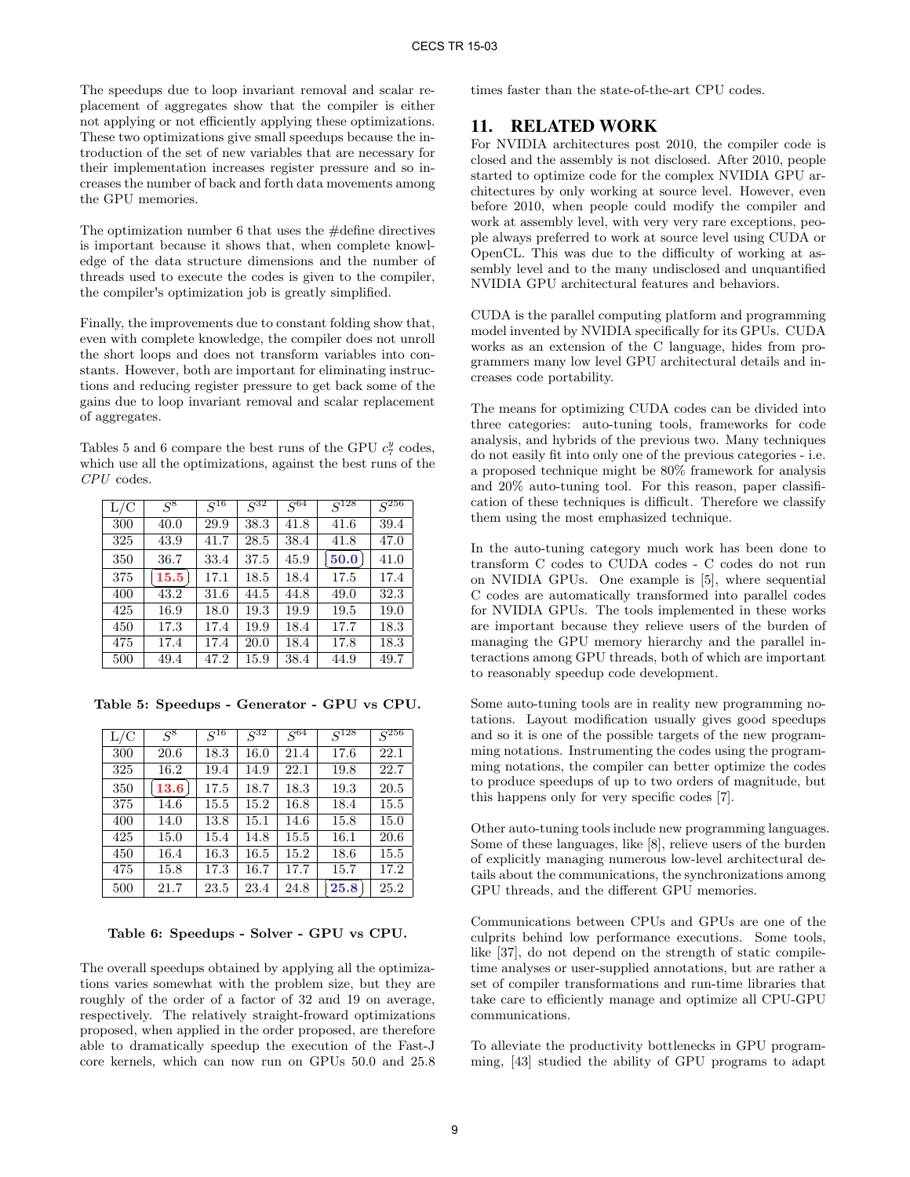The speedups due to loop invariant removal and scalar replacement of aggregates show that the compiler is either not applying or not efficiently applying these optimizations. These two optimizations give small speedups because the introduction of the set of new variables that are necessary for their implementation increases register pressure and so increases the number of back and forth data movements among the GPU memories.

The optimization number 6 that uses the #define directives is important because it shows that, when complete knowledge of the data structure dimensions and the number of threads used to execute the codes is given to the compiler, the compiler's optimization job is greatly simplified.

Finally, the improvements due to constant folding show that, even with complete knowledge, the compiler does not unroll the short loops and does not transform variables into constants. However, both are important for eliminating instructions and reducing register pressure to get back some of the gains due to loop invariant removal and scalar replacement of aggregates.

Tables 5 and 6 compare the best runs of the GPU $c_7^y$ codes, which use all the optimizations, against the best runs of the *CPU* codes.

| L/C | $S^8$ | $S^{16}$ | $S^{32}$ | $S^{64}$ | $S^{128}$ | $S^{256}$ |
|---|---|---|---|---|---|---|
| 300 | 40.0 | 29.9 | 38.3 | 41.8 | 41.6 | 39.4 |
| 325 | 43.9 | 41.7 | 28.5 | 38.4 | 41.8 | 47.0 |
| 350 | 36.7 | 33.4 | 37.5 | 45.9 | **50.0** | 41.0 |
| 375 | **15.5** | 17.1 | 18.5 | 18.4 | 17.5 | 17.4 |
| 400 | 43.2 | 31.6 | 44.5 | 44.8 | 49.0 | 32.3 |
| 425 | 16.9 | 18.0 | 19.3 | 19.9 | 19.5 | 19.0 |
| 450 | 17.3 | 17.4 | 19.9 | 18.4 | 17.7 | 18.3 |
| 475 | 17.4 | 17.4 | 20.0 | 18.4 | 17.8 | 18.3 |
| 500 | 49.4 | 47.2 | 15.9 | 38.4 | 44.9 | 49.7 |

**Table 5: Speedups - Generator - GPU vs CPU.**

| L/C | $S^8$ | $S^{16}$ | $S^{32}$ | $S^{64}$ | $S^{128}$ | $S^{256}$ |
|---|---|---|---|---|---|---|
| 300 | 20.6 | 18.3 | 16.0 | 21.4 | 17.6 | 22.1 |
| 325 | 16.2 | 19.4 | 14.9 | 22.1 | 19.8 | 22.7 |
| 350 | **13.6** | 17.5 | 18.7 | 18.3 | 19.3 | 20.5 |
| 375 | 14.6 | 15.5 | 15.2 | 16.8 | 18.4 | 15.5 |
| 400 | 14.0 | 13.8 | 15.1 | 14.6 | 15.8 | 15.0 |
| 425 | 15.0 | 15.4 | 14.8 | 15.5 | 16.1 | 20.6 |
| 450 | 16.4 | 16.3 | 16.5 | 15.2 | 18.6 | 15.5 |
| 475 | 15.8 | 17.3 | 16.7 | 17.7 | 15.7 | 17.2 |
| 500 | 21.7 | 23.5 | 23.4 | 24.8 | **25.8** | 25.2 |

**Table 6: Speedups - Solver - GPU vs CPU.**

The overall speedups obtained by applying all the optimizations varies somewhat with the problem size, but they are roughly of the order of a factor of 32 and 19 on average, respectively. The relatively straight-froward optimizations proposed, when applied in the order proposed, are therefore able to dramatically speedup the execution of the Fast-J core kernels, which can now run on GPUs 50.0 and 25.8 times faster than the state-of-the-art CPU codes.

## 11. RELATED WORK

For NVIDIA architectures post 2010, the compiler code is closed and the assembly is not disclosed. After 2010, people started to optimize code for the complex NVIDIA GPU architectures by only working at source level. However, even before 2010, when people could modify the compiler and work at assembly level, with very very rare exceptions, people always preferred to work at source level using CUDA or OpenCL. This was due to the difficulty of working at assembly level and to the many undisclosed and unquantified NVIDIA GPU architectural features and behaviors.

CUDA is the parallel computing platform and programming model invented by NVIDIA specifically for its GPUs. CUDA works as an extension of the C language, hides from programmers many low level GPU architectural details and increases code portability.

The means for optimizing CUDA codes can be divided into three categories: auto-tuning tools, frameworks for code analysis, and hybrids of the previous two. Many techniques do not easily fit into only one of the previous categories - i.e. a proposed technique might be 80% framework for analysis and 20% auto-tuning tool. For this reason, paper classification of these techniques is difficult. Therefore we classify them using the most emphasized technique.

In the auto-tuning category much work has been done to transform C codes to CUDA codes - C codes do not run on NVIDIA GPUs. One example is [5], where sequential C codes are automatically transformed into parallel codes for NVIDIA GPUs. The tools implemented in these works are important because they relieve users of the burden of managing the GPU memory hierarchy and the parallel interactions among GPU threads, both of which are important to reasonably speedup code development.

Some auto-tuning tools are in reality new programming notations. Layout modification usually gives good speedups and so it is one of the possible targets of the new programming notations. Instrumenting the codes using the programming notations, the compiler can better optimize the codes to produce speedups of up to two orders of magnitude, but this happens only for very specific codes [7].

Other auto-tuning tools include new programming languages. Some of these languages, like [8], relieve users of the burden of explicitly managing numerous low-level architectural details about the communications, the synchronizations among GPU threads, and the different GPU memories.

Communications between CPUs and GPUs are one of the culprits behind low performance executions. Some tools, like [37], do not depend on the strength of static compile-time analyses or user-supplied annotations, but are rather a set of compiler transformations and run-time libraries that take care to efficiently manage and optimize all CPU-GPU communications.

To alleviate the productivity bottlenecks in GPU programming, [43] studied the ability of GPU programs to adapt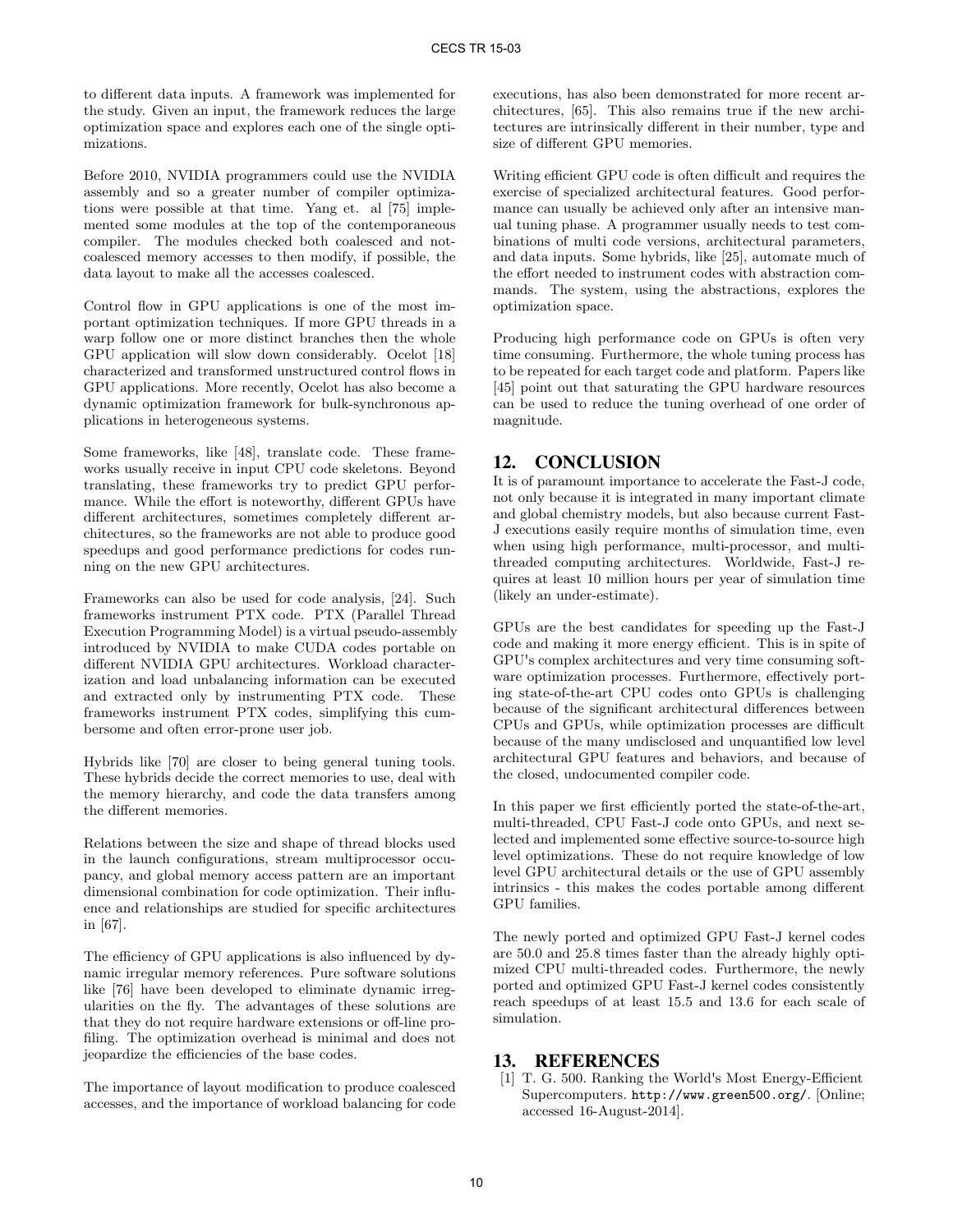to different data inputs. A framework was implemented for the study. Given an input, the framework reduces the large optimization space and explores each one of the single optimizations.

Before 2010, NVIDIA programmers could use the NVIDIA assembly and so a greater number of compiler optimizations were possible at that time. Yang et. al [75] implemented some modules at the top of the contemporaneous compiler. The modules checked both coalesced and not-coalesced memory accesses to then modify, if possible, the data layout to make all the accesses coalesced.

Control flow in GPU applications is one of the most important optimization techniques. If more GPU threads in a warp follow one or more distinct branches then the whole GPU application will slow down considerably. Ocelot [18] characterized and transformed unstructured control flows in GPU applications. More recently, Ocelot has also become a dynamic optimization framework for bulk-synchronous applications in heterogeneous systems.

Some frameworks, like [48], translate code. These frameworks usually receive in input CPU code skeletons. Beyond translating, these frameworks try to predict GPU performance. While the effort is noteworthy, different GPUs have different architectures, sometimes completely different architectures, so the frameworks are not able to produce good speedups and good performance predictions for codes running on the new GPU architectures.

Frameworks can also be used for code analysis, [24]. Such frameworks instrument PTX code. PTX (Parallel Thread Execution Programming Model) is a virtual pseudo-assembly introduced by NVIDIA to make CUDA codes portable on different NVIDIA GPU architectures. Workload characterization and load unbalancing information can be executed and extracted only by instrumenting PTX code. These frameworks instrument PTX codes, simplifying this cumbersome and often error-prone user job.

Hybrids like [70] are closer to being general tuning tools. These hybrids decide the correct memories to use, deal with the memory hierarchy, and code the data transfers among the different memories.

Relations between the size and shape of thread blocks used in the launch configurations, stream multiprocessor occupancy, and global memory access pattern are an important dimensional combination for code optimization. Their influence and relationships are studied for specific architectures in [67].

The efficiency of GPU applications is also influenced by dynamic irregular memory references. Pure software solutions like [76] have been developed to eliminate dynamic irregularities on the fly. The advantages of these solutions are that they do not require hardware extensions or off-line profiling. The optimization overhead is minimal and does not jeopardize the efficiencies of the base codes.

The importance of layout modification to produce coalesced accesses, and the importance of workload balancing for code executions, has also been demonstrated for more recent architectures, [65]. This also remains true if the new architectures are intrinsically different in their number, type and size of different GPU memories.

Writing efficient GPU code is often difficult and requires the exercise of specialized architectural features. Good performance can usually be achieved only after an intensive manual tuning phase. A programmer usually needs to test combinations of multi code versions, architectural parameters, and data inputs. Some hybrids, like [25], automate much of the effort needed to instrument codes with abstraction commands. The system, using the abstractions, explores the optimization space.

Producing high performance code on GPUs is often very time consuming. Furthermore, the whole tuning process has to be repeated for each target code and platform. Papers like [45] point out that saturating the GPU hardware resources can be used to reduce the tuning overhead of one order of magnitude.

## 12. CONCLUSION

It is of paramount importance to accelerate the Fast-J code, not only because it is integrated in many important climate and global chemistry models, but also because current Fast-J executions easily require months of simulation time, even when using high performance, multi-processor, and multi-threaded computing architectures. Worldwide, Fast-J requires at least 10 million hours per year of simulation time (likely an under-estimate).

GPUs are the best candidates for speeding up the Fast-J code and making it more energy efficient. This is in spite of GPU's complex architectures and very time consuming software optimization processes. Furthermore, effectively porting state-of-the-art CPU codes onto GPUs is challenging because of the significant architectural differences between CPUs and GPUs, while optimization processes are difficult because of the many undisclosed and unquantified low level architectural GPU features and behaviors, and because of the closed, undocumented compiler code.

In this paper we first efficiently ported the state-of-the-art, multi-threaded, CPU Fast-J code onto GPUs, and next selected and implemented some effective source-to-source high level optimizations. These do not require knowledge of low level GPU architectural details or the use of GPU assembly intrinsics - this makes the codes portable among different GPU families.

The newly ported and optimized GPU Fast-J kernel codes are 50.0 and 25.8 times faster than the already highly optimized CPU multi-threaded codes. Furthermore, the newly ported and optimized GPU Fast-J kernel codes consistently reach speedups of at least 15.5 and 13.6 for each scale of simulation.

## 13. REFERENCES

[1] T. G. 500. Ranking the World's Most Energy-Efficient Supercomputers. http://www.green500.org/. [Online; accessed 16-August-2014].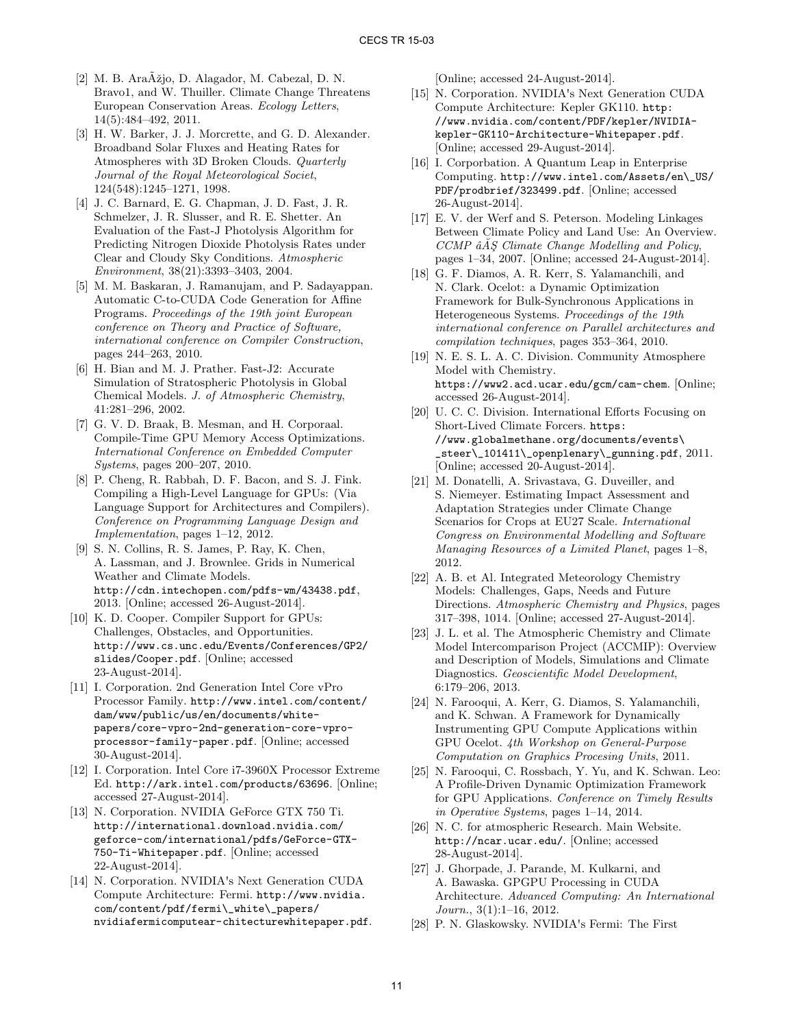[2] M. B. AraÃžjo, D. Alagador, M. Cabezal, D. N. Bravo1, and W. Thuiller. Climate Change Threatens European Conservation Areas. *Ecology Letters*, 14(5):484–492, 2011.

[3] H. W. Barker, J. J. Morcrette, and G. D. Alexander. Broadband Solar Fluxes and Heating Rates for Atmospheres with 3D Broken Clouds. *Quarterly Journal of the Royal Meteorological Societ*, 124(548):1245–1271, 1998.

[4] J. C. Barnard, E. G. Chapman, J. D. Fast, J. R. Schmelzer, J. R. Slusser, and R. E. Shetter. An Evaluation of the Fast-J Photolysis Algorithm for Predicting Nitrogen Dioxide Photolysis Rates under Clear and Cloudy Sky Conditions. *Atmospheric Environment*, 38(21):3393–3403, 2004.

[5] M. M. Baskaran, J. Ramanujam, and P. Sadayappan. Automatic C-to-CUDA Code Generation for Affine Programs. *Proceedings of the 19th joint European conference on Theory and Practice of Software, international conference on Compiler Construction*, pages 244–263, 2010.

[6] H. Bian and M. J. Prather. Fast-J2: Accurate Simulation of Stratospheric Photolysis in Global Chemical Models. *J. of Atmospheric Chemistry*, 41:281–296, 2002.

[7] G. V. D. Braak, B. Mesman, and H. Corporaal. Compile-Time GPU Memory Access Optimizations. *International Conference on Embedded Computer Systems*, pages 200–207, 2010.

[8] P. Cheng, R. Rabbah, D. F. Bacon, and S. J. Fink. Compiling a High-Level Language for GPUs: (Via Language Support for Architectures and Compilers). *Conference on Programming Language Design and Implementation*, pages 1–12, 2012.

[9] S. N. Collins, R. S. James, P. Ray, K. Chen, A. Lassman, and J. Brownlee. Grids in Numerical Weather and Climate Models. http://cdn.intechopen.com/pdfs-wm/43438.pdf, 2013. [Online; accessed 26-August-2014].

[10] K. D. Cooper. Compiler Support for GPUs: Challenges, Obstacles, and Opportunities. http://www.cs.unc.edu/Events/Conferences/GP2/slides/Cooper.pdf. [Online; accessed 23-August-2014].

[11] I. Corporation. 2nd Generation Intel Core vPro Processor Family. http://www.intel.com/content/dam/www/public/us/en/documents/white-papers/core-vpro-2nd-generation-core-vpro-processor-family-paper.pdf. [Online; accessed 30-August-2014].

[12] I. Corporation. Intel Core i7-3960X Processor Extreme Ed. http://ark.intel.com/products/63696. [Online; accessed 27-August-2014].

[13] N. Corporation. NVIDIA GeForce GTX 750 Ti. http://international.download.nvidia.com/geforce-com/international/pdfs/GeForce-GTX-750-Ti-Whitepaper.pdf. [Online; accessed 22-August-2014].

[14] N. Corporation. NVIDIA's Next Generation CUDA Compute Architecture: Fermi. http://www.nvidia.com/content/pdf/fermi\_white\_papers/nvidiafermicomputear-chitecturewhitepaper.pdf. [Online; accessed 24-August-2014].

[15] N. Corporation. NVIDIA's Next Generation CUDA Compute Architecture: Kepler GK110. http://www.nvidia.com/content/PDF/kepler/NVIDIA-kepler-GK110-Architecture-Whitepaper.pdf. [Online; accessed 29-August-2014].

[16] I. Corporbation. A Quantum Leap in Enterprise Computing. http://www.intel.com/Assets/en\_US/PDF/prodbrief/323499.pdf. [Online; accessed 26-August-2014].

[17] E. V. der Werf and S. Peterson. Modeling Linkages Between Climate Policy and Land Use: An Overview. *CCMP âĂŞ Climate Change Modelling and Policy*, pages 1–34, 2007. [Online; accessed 24-August-2014].

[18] G. F. Diamos, A. R. Kerr, S. Yalamanchili, and N. Clark. Ocelot: a Dynamic Optimization Framework for Bulk-Synchronous Applications in Heterogeneous Systems. *Proceedings of the 19th international conference on Parallel architectures and compilation techniques*, pages 353–364, 2010.

[19] N. E. S. L. A. C. Division. Community Atmosphere Model with Chemistry. https://www2.acd.ucar.edu/gcm/cam-chem. [Online; accessed 26-August-2014].

[20] U. C. C. Division. International Efforts Focusing on Short-Lived Climate Forcers. https://www.globalmethane.org/documents/events\_steer\_101411\_openplenary\_gunning.pdf, 2011. [Online; accessed 20-August-2014].

[21] M. Donatelli, A. Srivastava, G. Duveiller, and S. Niemeyer. Estimating Impact Assessment and Adaptation Strategies under Climate Change Scenarios for Crops at EU27 Scale. *International Congress on Environmental Modelling and Software Managing Resources of a Limited Planet*, pages 1–8, 2012.

[22] A. B. et Al. Integrated Meteorology Chemistry Models: Challenges, Gaps, Needs and Future Directions. *Atmospheric Chemistry and Physics*, pages 317–398, 1014. [Online; accessed 27-August-2014].

[23] J. L. et al. The Atmospheric Chemistry and Climate Model Intercomparison Project (ACCMIP): Overview and Description of Models, Simulations and Climate Diagnostics. *Geoscientific Model Development*, 6:179–206, 2013.

[24] N. Farooqui, A. Kerr, G. Diamos, S. Yalamanchili, and K. Schwan. A Framework for Dynamically Instrumenting GPU Compute Applications within GPU Ocelot. *4th Workshop on General-Purpose Computation on Graphics Procesing Units*, 2011.

[25] N. Farooqui, C. Rossbach, Y. Yu, and K. Schwan. Leo: A Profile-Driven Dynamic Optimization Framework for GPU Applications. *Conference on Timely Results in Operative Systems*, pages 1–14, 2014.

[26] N. C. for atmospheric Research. Main Website. http://ncar.ucar.edu/. [Online; accessed 28-August-2014].

[27] J. Ghorpade, J. Parande, M. Kulkarni, and A. Bawaska. GPGPU Processing in CUDA Architecture. *Advanced Computing: An International Journ.*, 3(1):1–16, 2012.

[28] P. N. Glaskowsky. NVIDIA's Fermi: The First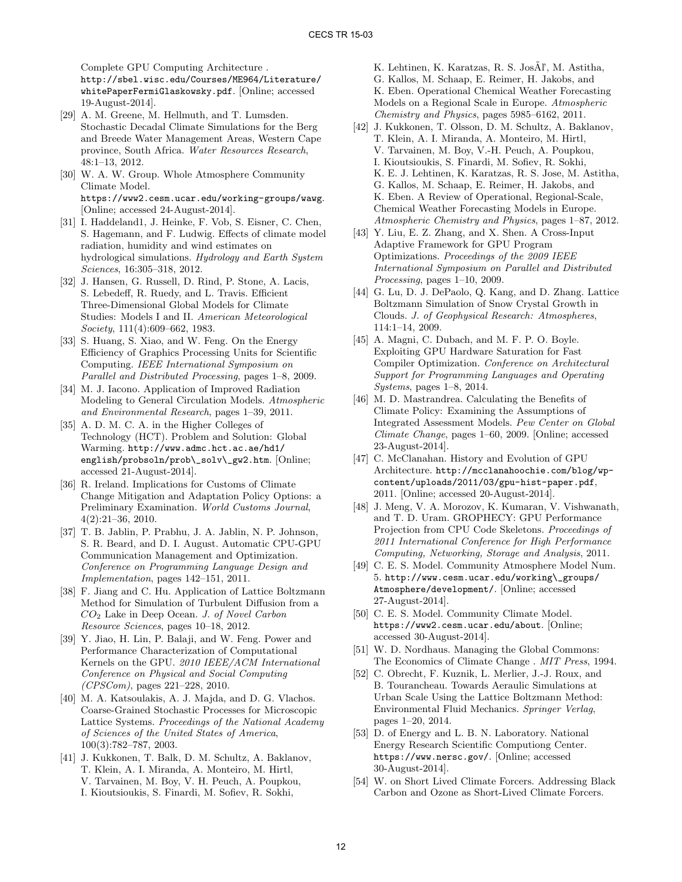Complete GPU Computing Architecture . http://sbel.wisc.edu/Courses/ME964/Literature/whitePaperFermiGlaskowsky.pdf. [Online; accessed 19-August-2014].

[29] A. M. Greene, M. Hellmuth, and T. Lumsden. Stochastic Decadal Climate Simulations for the Berg and Breede Water Management Areas, Western Cape province, South Africa. *Water Resources Research*, 48:1–13, 2012.

[30] W. A. W. Group. Whole Atmosphere Community Climate Model. https://www2.cesm.ucar.edu/working-groups/wawg. [Online; accessed 24-August-2014].

[31] I. Haddeland1, J. Heinke, F. Vob, S. Eisner, C. Chen, S. Hagemann, and F. Ludwig. Effects of climate model radiation, humidity and wind estimates on hydrological simulations. *Hydrology and Earth System Sciences*, 16:305–318, 2012.

[32] J. Hansen, G. Russell, D. Rind, P. Stone, A. Lacis, S. Lebedeff, R. Ruedy, and L. Travis. Efficient Three-Dimensional Global Models for Climate Studies: Models I and II. *American Meteorological Society*, 111(4):609–662, 1983.

[33] S. Huang, S. Xiao, and W. Feng. On the Energy Efficiency of Graphics Processing Units for Scientific Computing. *IEEE International Symposium on Parallel and Distributed Processing*, pages 1–8, 2009.

[34] M. J. Iacono. Application of Improved Radiation Modeling to General Circulation Models. *Atmospheric and Environmental Research*, pages 1–39, 2011.

[35] A. D. M. C. A. in the Higher Colleges of Technology (HCT). Problem and Solution: Global Warming. http://www.admc.hct.ac.ae/hd1/english/probsoln/prob\_solv\_gw2.htm. [Online; accessed 21-August-2014].

[36] R. Ireland. Implications for Customs of Climate Change Mitigation and Adaptation Policy Options: a Preliminary Examination. *World Customs Journal*, 4(2):21–36, 2010.

[37] T. B. Jablin, P. Prabhu, J. A. Jablin, N. P. Johnson, S. R. Beard, and D. I. August. Automatic CPU-GPU Communication Management and Optimization. *Conference on Programming Language Design and Implementation*, pages 142–151, 2011.

[38] F. Jiang and C. Hu. Application of Lattice Boltzmann Method for Simulation of Turbulent Diffusion from a $CO_2$ Lake in Deep Ocean. *J. of Novel Carbon Resource Sciences*, pages 10–18, 2012.

[39] Y. Jiao, H. Lin, P. Balaji, and W. Feng. Power and Performance Characterization of Computational Kernels on the GPU. *2010 IEEE/ACM International Conference on Physical and Social Computing (CPSCom)*, pages 221–228, 2010.

[40] M. A. Katsoulakis, A. J. Majda, and D. G. Vlachos. Coarse-Grained Stochastic Processes for Microscopic Lattice Systems. *Proceedings of the National Academy of Sciences of the United States of America*, 100(3):782–787, 2003.

[41] J. Kukkonen, T. Balk, D. M. Schultz, A. Baklanov, T. Klein, A. I. Miranda, A. Monteiro, M. Hirtl, V. Tarvainen, M. Boy, V. H. Peuch, A. Poupkou, I. Kioutsioukis, S. Finardi, M. Sofiev, R. Sokhi, K. Lehtinen, K. Karatzas, R. S. JosÃľ, M. Astitha, G. Kallos, M. Schaap, E. Reimer, H. Jakobs, and K. Eben. Operational Chemical Weather Forecasting Models on a Regional Scale in Europe. *Atmospheric Chemistry and Physics*, pages 5985–6162, 2011.

[42] J. Kukkonen, T. Olsson, D. M. Schultz, A. Baklanov, T. Klein, A. I. Miranda, A. Monteiro, M. Hirtl, V. Tarvainen, M. Boy, V.-H. Peuch, A. Poupkou, I. Kioutsioukis, S. Finardi, M. Sofiev, R. Sokhi, K. E. J. Lehtinen, K. Karatzas, R. S. Jose, M. Astitha, G. Kallos, M. Schaap, E. Reimer, H. Jakobs, and K. Eben. A Review of Operational, Regional-Scale, Chemical Weather Forecasting Models in Europe. *Atmospheric Chemistry and Physics*, pages 1–87, 2012.

[43] Y. Liu, E. Z. Zhang, and X. Shen. A Cross-Input Adaptive Framework for GPU Program Optimizations. *Proceedings of the 2009 IEEE International Symposium on Parallel and Distributed Processing*, pages 1–10, 2009.

[44] G. Lu, D. J. DePaolo, Q. Kang, and D. Zhang. Lattice Boltzmann Simulation of Snow Crystal Growth in Clouds. *J. of Geophysical Research: Atmospheres*, 114:1–14, 2009.

[45] A. Magni, C. Dubach, and M. F. P. O. Boyle. Exploiting GPU Hardware Saturation for Fast Compiler Optimization. *Conference on Architectural Support for Programming Languages and Operating Systems*, pages 1–8, 2014.

[46] M. D. Mastrandrea. Calculating the Benefits of Climate Policy: Examining the Assumptions of Integrated Assessment Models. *Pew Center on Global Climate Change*, pages 1–60, 2009. [Online; accessed 23-August-2014].

[47] C. McClanahan. History and Evolution of GPU Architecture. http://mcclanahoochie.com/blog/wp-content/uploads/2011/03/gpu-hist-paper.pdf, 2011. [Online; accessed 20-August-2014].

[48] J. Meng, V. A. Morozov, K. Kumaran, V. Vishwanath, and T. D. Uram. GROPHECY: GPU Performance Projection from CPU Code Skeletons. *Proceedings of 2011 International Conference for High Performance Computing, Networking, Storage and Analysis*, 2011.

[49] C. E. S. Model. Community Atmosphere Model Num. 5. http://www.cesm.ucar.edu/working\_groups/Atmosphere/development/. [Online; accessed 27-August-2014].

[50] C. E. S. Model. Community Climate Model. https://www2.cesm.ucar.edu/about. [Online; accessed 30-August-2014].

[51] W. D. Nordhaus. Managing the Global Commons: The Economics of Climate Change . *MIT Press*, 1994.

[52] C. Obrecht, F. Kuznik, L. Merlier, J.-J. Roux, and B. Tourancheau. Towards Aeraulic Simulations at Urban Scale Using the Lattice Boltzmann Method: Environmental Fluid Mechanics. *Springer Verlag*, pages 1–20, 2014.

[53] D. of Energy and L. B. N. Laboratory. National Energy Research Scientific Computiong Center. https://www.nersc.gov/. [Online; accessed 30-August-2014].

[54] W. on Short Lived Climate Forcers. Addressing Black Carbon and Ozone as Short-Lived Climate Forcers.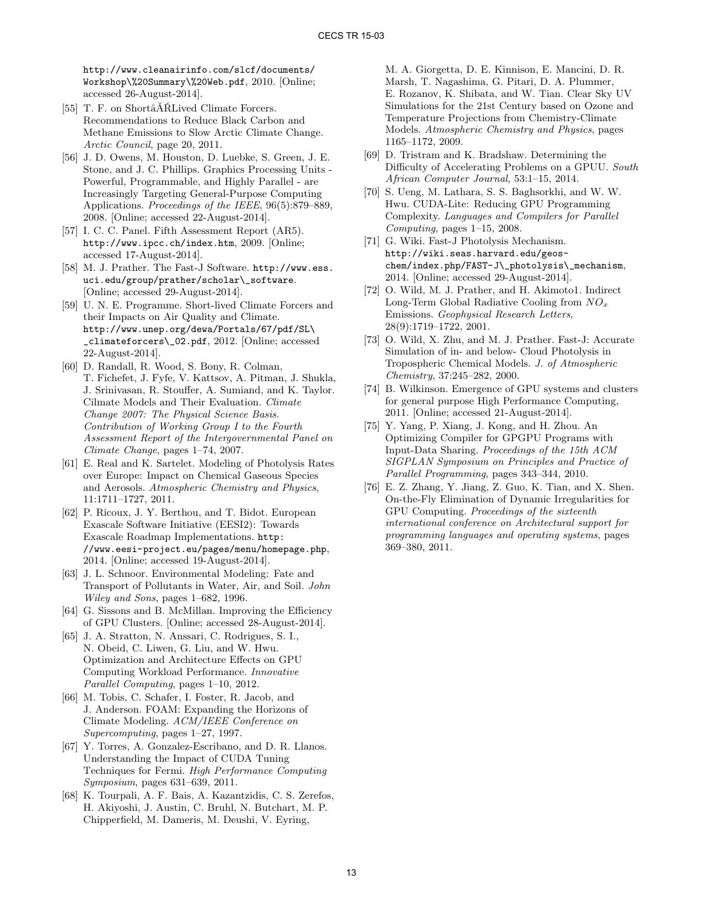http://www.cleanairinfo.com/slcf/documents/Workshop\%20Summary\%20Web.pdf, 2010. [Online; accessed 26-August-2014].

[55] T. F. on ShortâĂŘLived Climate Forcers. Recommendations to Reduce Black Carbon and Methane Emissions to Slow Arctic Climate Change. *Arctic Council*, page 20, 2011.

[56] J. D. Owens, M. Houston, D. Luebke, S. Green, J. E. Stone, and J. C. Phillips. Graphics Processing Units - Powerful, Programmable, and Highly Parallel - are Increasingly Targeting General-Purpose Computing Applications. *Proceedings of the IEEE*, 96(5):879–889, 2008. [Online; accessed 22-August-2014].

[57] I. C. C. Panel. Fifth Assessment Report (AR5). http://www.ipcc.ch/index.htm, 2009. [Online; accessed 17-August-2014].

[58] M. J. Prather. The Fast-J Software. http://www.ess.uci.edu/group/prather/scholar\_software. [Online; accessed 29-August-2014].

[59] U. N. E. Programme. Short-lived Climate Forcers and their Impacts on Air Quality and Climate. http://www.unep.org/dewa/Portals/67/pdf/SL\_climateforcers\_02.pdf, 2012. [Online; accessed 22-August-2014].

[60] D. Randall, R. Wood, S. Bony, R. Colman, T. Fichefet, J. Fyfe, V. Kattsov, A. Pitman, J. Shukla, J. Srinivasan, R. Stouffer, A. Sumiand, and K. Taylor. Cilmate Models and Their Evaluation. *Climate Change 2007: The Physical Science Basis. Contribution of Working Group I to the Fourth Assessment Report of the Intergovernmental Panel on Climate Change*, pages 1–74, 2007.

[61] E. Real and K. Sartelet. Modeling of Photolysis Rates over Europe: Impact on Chemical Gaseous Species and Aerosols. *Atmospheric Chemistry and Physics*, 11:1711–1727, 2011.

[62] P. Ricoux, J. Y. Berthou, and T. Bidot. European Exascale Software Initiative (EESI2): Towards Exascale Roadmap Implementations. http://www.eesi-project.eu/pages/menu/homepage.php, 2014. [Online; accessed 19-August-2014].

[63] J. L. Schnoor. Environmental Modeling: Fate and Transport of Pollutants in Water, Air, and Soil. *John Wiley and Sons*, pages 1–682, 1996.

[64] G. Sissons and B. McMillan. Improving the Efficiency of GPU Clusters. [Online; accessed 28-August-2014].

[65] J. A. Stratton, N. Anssari, C. Rodrigues, S. I., N. Obeid, C. Liwen, G. Liu, and W. Hwu. Optimization and Architecture Effects on GPU Computing Workload Performance. *Innovative Parallel Computing*, pages 1–10, 2012.

[66] M. Tobis, C. Schafer, I. Foster, R. Jacob, and J. Anderson. FOAM: Expanding the Horizons of Climate Modeling. *ACM/IEEE Conference on Supercomputing*, pages 1–27, 1997.

[67] Y. Torres, A. Gonzalez-Escribano, and D. R. Llanos. Understanding the Impact of CUDA Tuning Techniques for Fermi. *High Performance Computing Symposium*, pages 631–639, 2011.

[68] K. Tourpali, A. F. Bais, A. Kazantzidis, C. S. Zerefos, H. Akiyoshi, J. Austin, C. Bruhl, N. Butchart, M. P. Chipperfield, M. Dameris, M. Deushi, V. Eyring, M. A. Giorgetta, D. E. Kinnison, E. Mancini, D. R. Marsh, T. Nagashima, G. Pitari, D. A. Plummer, E. Rozanov, K. Shibata, and W. Tian. Clear Sky UV Simulations for the 21st Century based on Ozone and Temperature Projections from Chemistry-Climate Models. *Atmospheric Chemistry and Physics*, pages 1165–1172, 2009.

[69] D. Tristram and K. Bradshaw. Determining the Difficulty of Accelerating Problems on a GPUU. *South African Computer Journal*, 53:1–15, 2014.

[70] S. Ueng, M. Lathara, S. S. Baghsorkhi, and W. W. Hwu. CUDA-Lite: Reducing GPU Programming Complexity. *Languages and Compilers for Parallel Computing*, pages 1–15, 2008.

[71] G. Wiki. Fast-J Photolysis Mechanism. http://wiki.seas.harvard.edu/geos-chem/index.php/FAST-J\_photolysis\_mechanism, 2014. [Online; accessed 29-August-2014].

[72] O. Wild, M. J. Prather, and H. Akimoto1. Indirect Long-Term Global Radiative Cooling from $NO_x$ Emissions. *Geophysical Research Letters*, 28(9):1719–1722, 2001.

[73] O. Wild, X. Zhu, and M. J. Prather. Fast-J: Accurate Simulation of in- and below- Cloud Photolysis in Tropospheric Chemical Models. *J. of Atmospheric Chemistry*, 37:245–282, 2000.

[74] B. Wilkinson. Emergence of GPU systems and clusters for general purpose High Performance Computing, 2011. [Online; accessed 21-August-2014].

[75] Y. Yang, P. Xiang, J. Kong, and H. Zhou. An Optimizing Compiler for GPGPU Programs with Input-Data Sharing. *Proceedings of the 15th ACM SIGPLAN Symposium on Principles and Practice of Parallel Programming*, pages 343–344, 2010.

[76] E. Z. Zhang, Y. Jiang, Z. Guo, K. Tian, and X. Shen. On-the-Fly Elimination of Dynamic Irregularities for GPU Computing. *Proceedings of the sixteenth international conference on Architectural support for programming languages and operating systems*, pages 369–380, 2011.